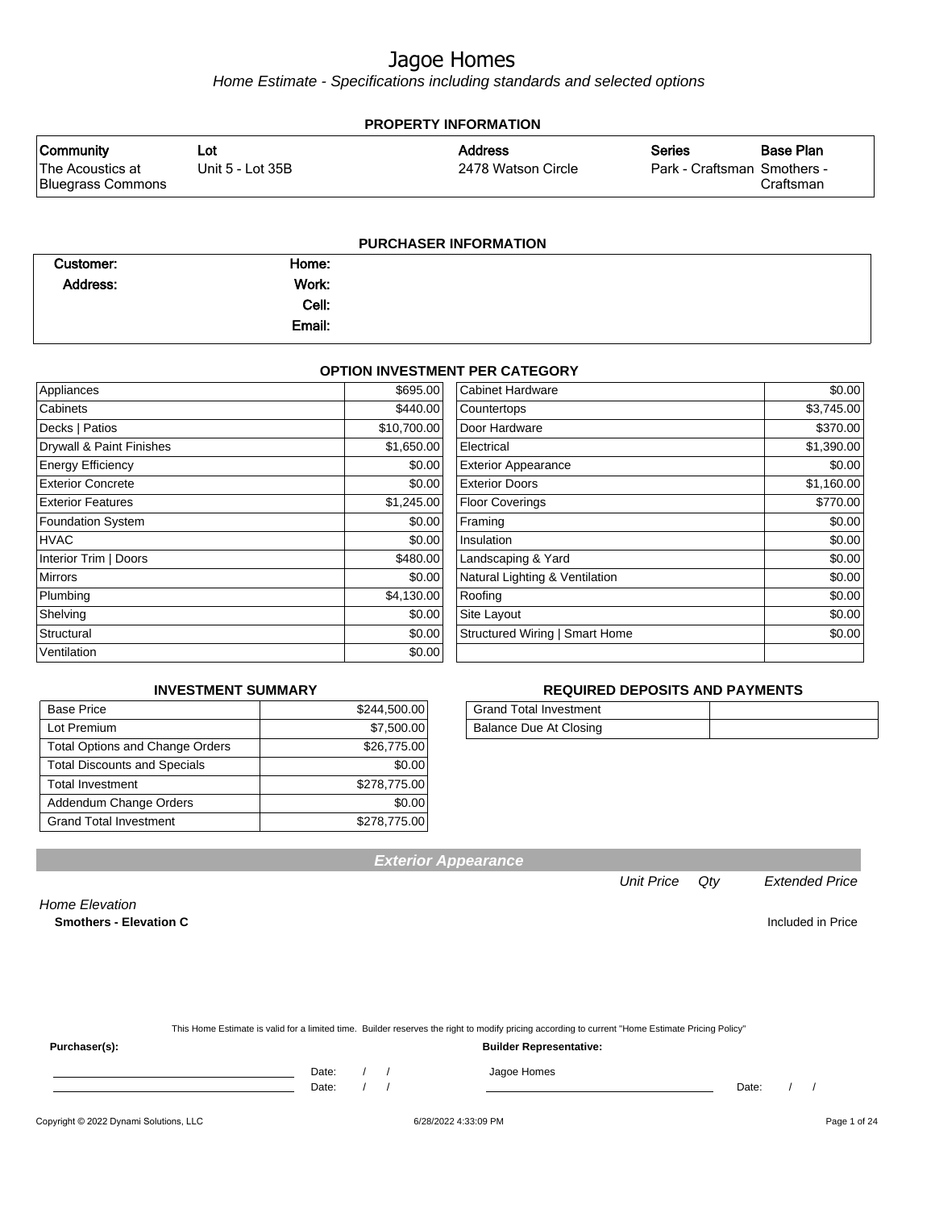# Jagoe Homes

*Home Estimate - Specifications including standards and selected options*

## PROPERTY INFORMATION

| Community | Lot | Address | Series | Base Plan |
|---|---|---|---|---|
| The Acoustics at Bluegrass Commons | Unit 5 - Lot 35B | 2478 Watson Circle | Park - Craftsman | Smothers - Craftsman |

## PURCHASER INFORMATION

| | | | |
|---|---|---|---|
| **Customer:** | | **Home:** | |
| **Address:** | | **Work:** | |
| | | **Cell:** | |
| | | **Email:** | |

## OPTION INVESTMENT PER CATEGORY

| Category | Amount | Category | Amount |
|---|---|---|---|
| Appliances | $695.00 | Cabinet Hardware | $0.00 |
| Cabinets | $440.00 | Countertops | $3,745.00 |
| Decks \| Patios | $10,700.00 | Door Hardware | $370.00 |
| Drywall & Paint Finishes | $1,650.00 | Electrical | $1,390.00 |
| Energy Efficiency | $0.00 | Exterior Appearance | $0.00 |
| Exterior Concrete | $0.00 | Exterior Doors | $1,160.00 |
| Exterior Features | $1,245.00 | Floor Coverings | $770.00 |
| Foundation System | $0.00 | Framing | $0.00 |
| HVAC | $0.00 | Insulation | $0.00 |
| Interior Trim \| Doors | $480.00 | Landscaping & Yard | $0.00 |
| Mirrors | $0.00 | Natural Lighting & Ventilation | $0.00 |
| Plumbing | $4,130.00 | Roofing | $0.00 |
| Shelving | $0.00 | Site Layout | $0.00 |
| Structural | $0.00 | Structured Wiring \| Smart Home | $0.00 |
| Ventilation | $0.00 | | |

## INVESTMENT SUMMARY

| | |
|---|---|
| Base Price | $244,500.00 |
| Lot Premium | $7,500.00 |
| Total Options and Change Orders | $26,775.00 |
| Total Discounts and Specials | $0.00 |
| Total Investment | $278,775.00 |
| Addendum Change Orders | $0.00 |
| Grand Total Investment | $278,775.00 |

## REQUIRED DEPOSITS AND PAYMENTS

| | |
|---|---|
| Grand Total Investment | |
| Balance Due At Closing | |

## *Exterior Appearance*

| | Unit Price | Qty | Extended Price |
|---|---|---|---|
| *Home Elevation* | | | |
| **Smothers - Elevation C** | | | Included in Price |

This Home Estimate is valid for a limited time. Builder reserves the right to modify pricing according to current "Home Estimate Pricing Policy"

**Purchaser(s):**

______________________ Date: / /

______________________ Date: / /

**Builder Representative:**

Jagoe Homes

______________________ Date: / /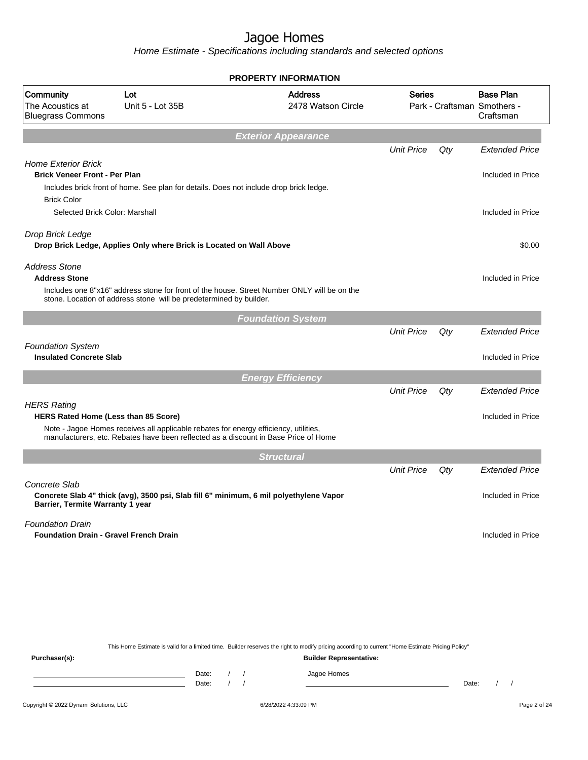# Jagoe Homes

*Home Estimate - Specifications including standards and selected options*

**PROPERTY INFORMATION**

| Community | Lot | Address | Series | Base Plan |
|---|---|---|---|---|
| The Acoustics at Bluegrass Commons | Unit 5 - Lot 35B | 2478 Watson Circle | Park - Craftsman | Smothers - Craftsman |

## Exterior Appearance

| | Unit Price | Qty | Extended Price |
|---|---|---|---|
| *Home Exterior Brick* | | | |
| **Brick Veneer Front - Per Plan** | | | Included in Price |
| Includes brick front of home. See plan for details. Does not include drop brick ledge. | | | |
| Brick Color | | | |
| Selected Brick Color: Marshall | | | Included in Price |
| *Drop Brick Ledge* | | | |
| **Drop Brick Ledge, Applies Only where Brick is Located on Wall Above** | | | $0.00 |
| *Address Stone* | | | |
| **Address Stone** | | | Included in Price |
| Includes one 8"x16" address stone for front of the house. Street Number ONLY will be on the stone. Location of address stone will be predetermined by builder. | | | |

## Foundation System

| | Unit Price | Qty | Extended Price |
|---|---|---|---|
| *Foundation System* | | | |
| **Insulated Concrete Slab** | | | Included in Price |

## Energy Efficiency

| | Unit Price | Qty | Extended Price |
|---|---|---|---|
| *HERS Rating* | | | |
| **HERS Rated Home (Less than 85 Score)** | | | Included in Price |
| Note - Jagoe Homes receives all applicable rebates for energy efficiency, utilities, manufacturers, etc. Rebates have been reflected as a discount in Base Price of Home | | | |

## Structural

| | Unit Price | Qty | Extended Price |
|---|---|---|---|
| *Concrete Slab* | | | |
| **Concrete Slab 4" thick (avg), 3500 psi, Slab fill 6" minimum, 6 mil polyethylene Vapor Barrier, Termite Warranty 1 year** | | | Included in Price |
| *Foundation Drain* | | | |
| **Foundation Drain - Gravel French Drain** | | | Included in Price |

This Home Estimate is valid for a limited time. Builder reserves the right to modify pricing according to current "Home Estimate Pricing Policy"

**Purchaser(s):** **Builder Representative:**

Date: / / Jagoe Homes

Date: / / Date: / /

Copyright © 2022 Dynami Solutions, LLC 6/28/2022 4:33:09 PM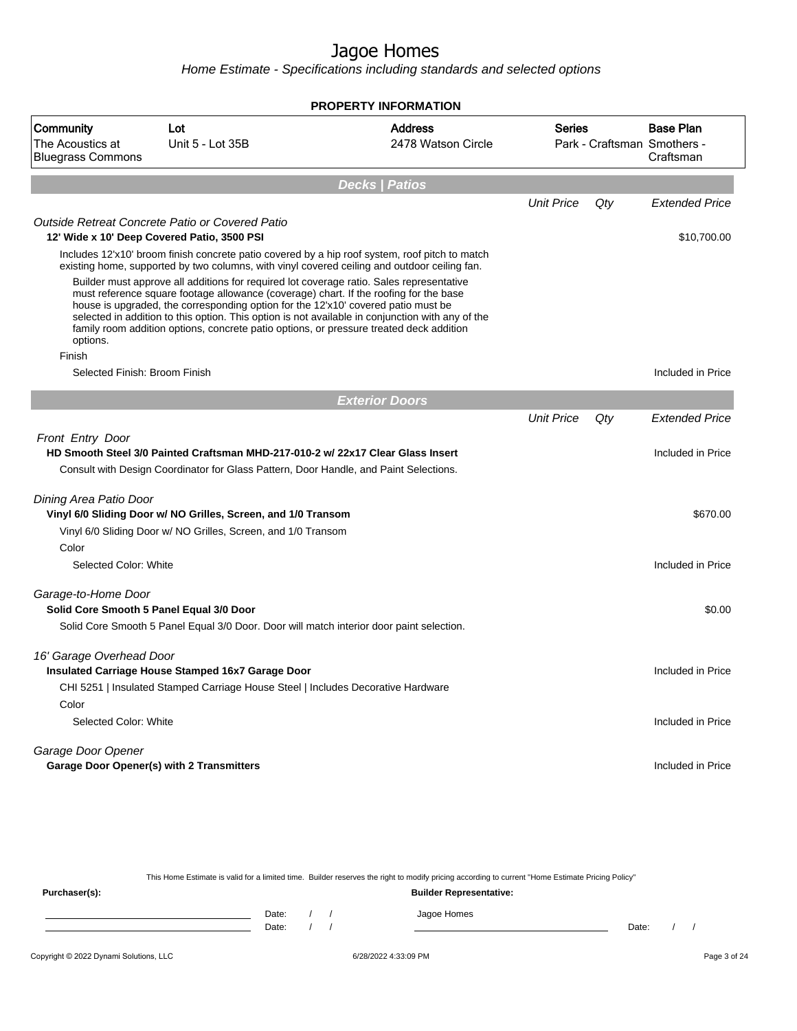# Jagoe Homes

*Home Estimate - Specifications including standards and selected options*

**PROPERTY INFORMATION**

| Community | Lot | Address | Series | Base Plan |
|---|---|---|---|---|
| The Acoustics at Bluegrass Commons | Unit 5 - Lot 35B | 2478 Watson Circle | Park - Craftsman | Smothers - Craftsman |

## Decks | Patios

| | Unit Price | Qty | Extended Price |
|---|---|---|---|
| *Outside Retreat Concrete Patio or Covered Patio* | | | |
| **12' Wide x 10' Deep Covered Patio, 3500 PSI** | | | $10,700.00 |
| Includes 12'x10' broom finish concrete patio covered by a hip roof system, roof pitch to match existing home, supported by two columns, with vinyl covered ceiling and outdoor ceiling fan. | | | |
| Builder must approve all additions for required lot coverage ratio. Sales representative must reference square footage allowance (coverage) chart. If the roofing for the base house is upgraded, the corresponding option for the 12'x10' covered patio must be selected in addition to this option. This option is not available in conjunction with any of the family room addition options, concrete patio options, or pressure treated deck addition options. | | | |
| Finish | | | |
| Selected Finish: Broom Finish | | | Included in Price |

## Exterior Doors

| | Unit Price | Qty | Extended Price |
|---|---|---|---|
| *Front Entry Door* | | | |
| **HD Smooth Steel 3/0 Painted Craftsman MHD-217-010-2 w/ 22x17 Clear Glass Insert** | | | Included in Price |
| Consult with Design Coordinator for Glass Pattern, Door Handle, and Paint Selections. | | | |
| *Dining Area Patio Door* | | | |
| **Vinyl 6/0 Sliding Door w/ NO Grilles, Screen, and 1/0 Transom** | | | $670.00 |
| Vinyl 6/0 Sliding Door w/ NO Grilles, Screen, and 1/0 Transom | | | |
| Color | | | |
| Selected Color: White | | | Included in Price |
| *Garage-to-Home Door* | | | |
| **Solid Core Smooth 5 Panel Equal 3/0 Door** | | | $0.00 |
| Solid Core Smooth 5 Panel Equal 3/0 Door. Door will match interior door paint selection. | | | |
| *16' Garage Overhead Door* | | | |
| **Insulated Carriage House Stamped 16x7 Garage Door** | | | Included in Price |
| CHI 5251 \| Insulated Stamped Carriage House Steel \| Includes Decorative Hardware | | | |
| Color | | | |
| Selected Color: White | | | Included in Price |
| *Garage Door Opener* | | | |
| **Garage Door Opener(s) with 2 Transmitters** | | | Included in Price |

This Home Estimate is valid for a limited time. Builder reserves the right to modify pricing according to current "Home Estimate Pricing Policy"

**Purchaser(s):** Date: / / Date: / /

**Builder Representative:** Jagoe Homes Date: / /

Copyright © 2022 Dynami Solutions, LLC 6/28/2022 4:33:09 PM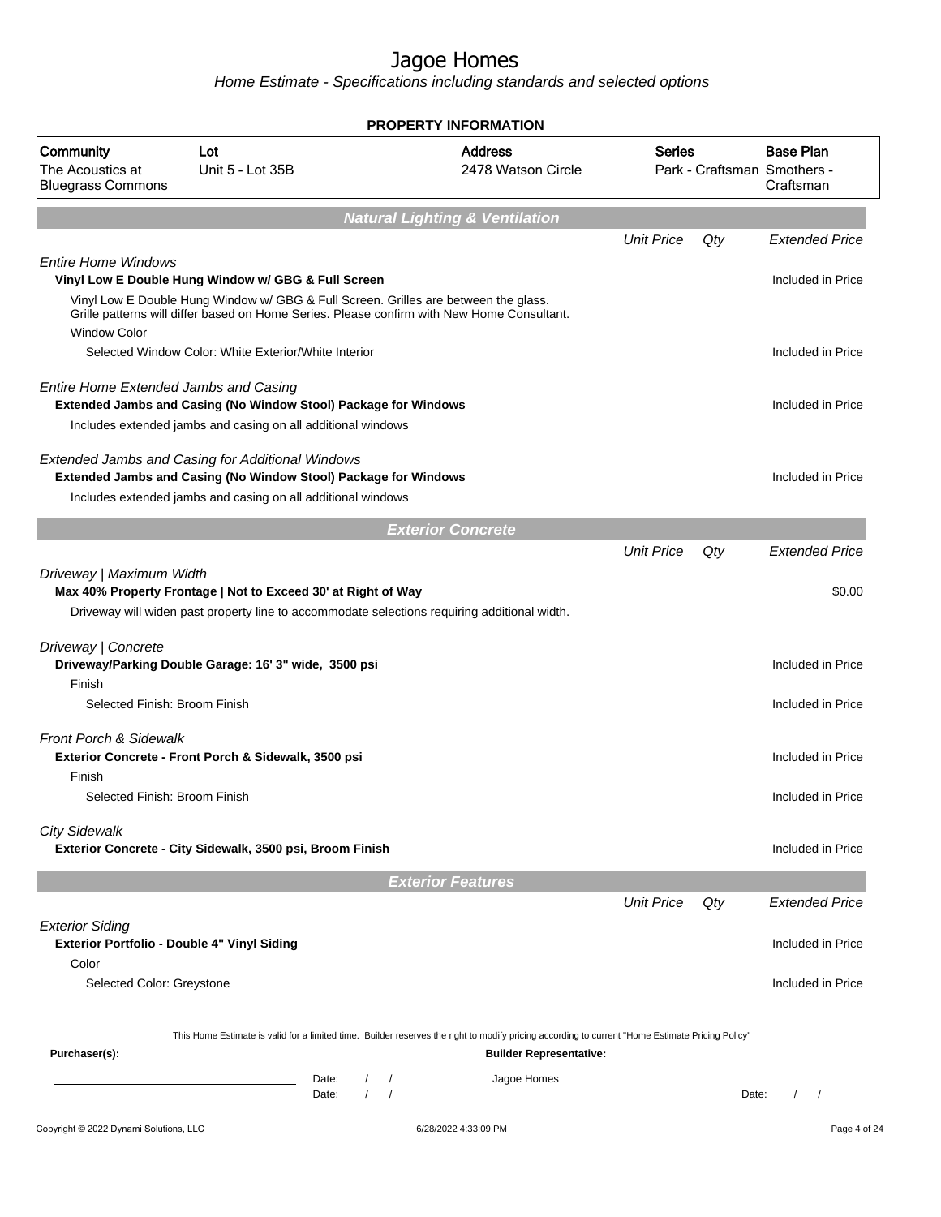# Jagoe Homes

*Home Estimate - Specifications including standards and selected options*

**PROPERTY INFORMATION**

| Community | Lot | Address | Series | Base Plan |
|---|---|---|---|---|
| The Acoustics at Bluegrass Commons | Unit 5 - Lot 35B | 2478 Watson Circle | Park - Craftsman | Smothers - Craftsman |

## Natural Lighting & Ventilation

| | Unit Price | Qty | Extended Price |
|---|---|---|---|
| *Entire Home Windows* | | | |
| **Vinyl Low E Double Hung Window w/ GBG & Full Screen** | | | Included in Price |
| Vinyl Low E Double Hung Window w/ GBG & Full Screen. Grilles are between the glass. Grille patterns will differ based on Home Series. Please confirm with New Home Consultant. | | | |
| Window Color | | | |
| Selected Window Color: White Exterior/White Interior | | | Included in Price |
| *Entire Home Extended Jambs and Casing* | | | |
| **Extended Jambs and Casing (No Window Stool) Package for Windows** | | | Included in Price |
| Includes extended jambs and casing on all additional windows | | | |
| *Extended Jambs and Casing for Additional Windows* | | | |
| **Extended Jambs and Casing (No Window Stool) Package for Windows** | | | Included in Price |
| Includes extended jambs and casing on all additional windows | | | |

## Exterior Concrete

| | Unit Price | Qty | Extended Price |
|---|---|---|---|
| *Driveway \| Maximum Width* | | | |
| **Max 40% Property Frontage \| Not to Exceed 30' at Right of Way** | | | $0.00 |
| Driveway will widen past property line to accommodate selections requiring additional width. | | | |
| *Driveway \| Concrete* | | | |
| **Driveway/Parking Double Garage: 16' 3" wide, 3500 psi** | | | Included in Price |
| Finish | | | |
| Selected Finish: Broom Finish | | | Included in Price |
| *Front Porch & Sidewalk* | | | |
| **Exterior Concrete - Front Porch & Sidewalk, 3500 psi** | | | Included in Price |
| Finish | | | |
| Selected Finish: Broom Finish | | | Included in Price |
| *City Sidewalk* | | | |
| **Exterior Concrete - City Sidewalk, 3500 psi, Broom Finish** | | | Included in Price |

## Exterior Features

| | Unit Price | Qty | Extended Price |
|---|---|---|---|
| *Exterior Siding* | | | |
| **Exterior Portfolio - Double 4" Vinyl Siding** | | | Included in Price |
| Color | | | |
| Selected Color: Greystone | | | Included in Price |

This Home Estimate is valid for a limited time. Builder reserves the right to modify pricing according to current "Home Estimate Pricing Policy"

**Purchaser(s):**

Date: / /

Date: / /

**Builder Representative:**

Jagoe Homes

Date: / /

Copyright © 2022 Dynami Solutions, LLC — 6/28/2022 4:33:09 PM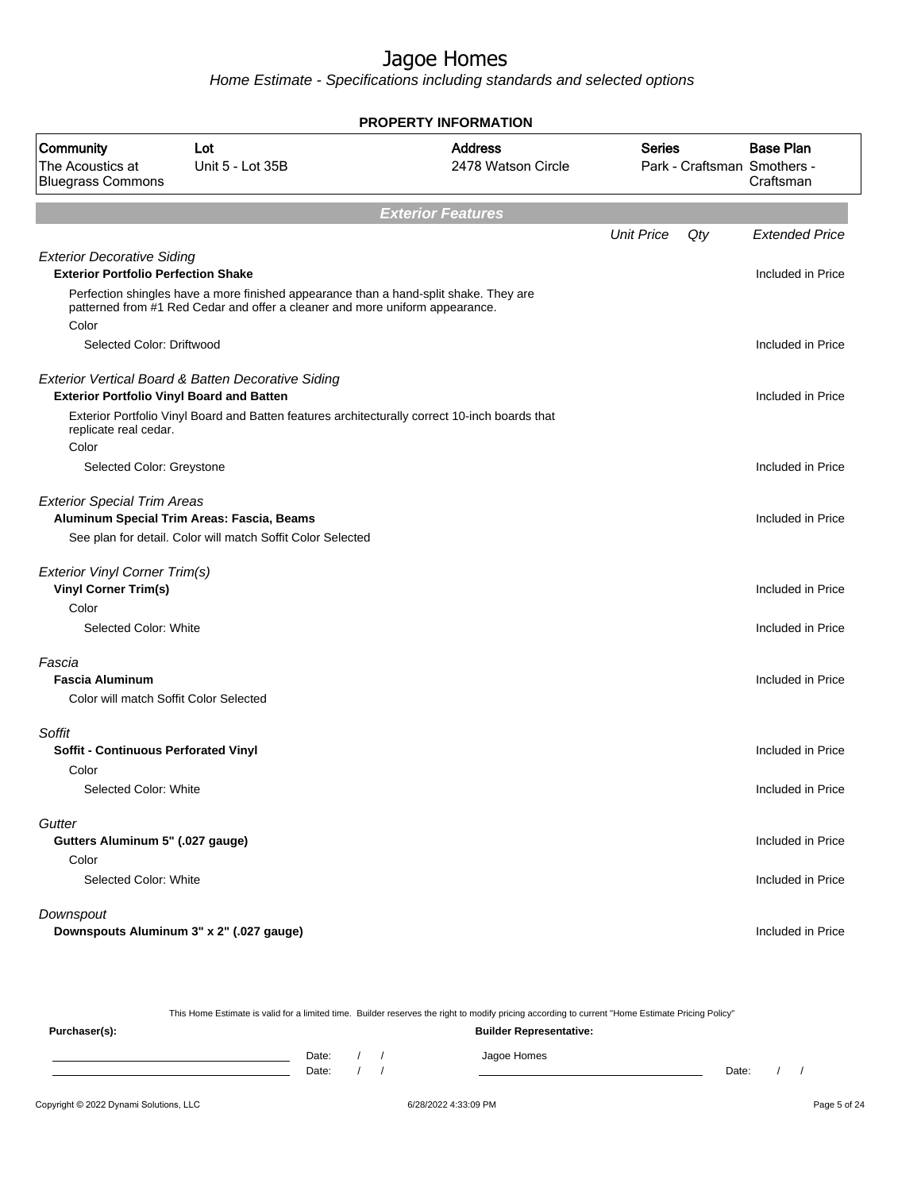# Jagoe Homes

*Home Estimate - Specifications including standards and selected options*

**PROPERTY INFORMATION**

| Community | Lot | Address | Series | Base Plan |
|---|---|---|---|---|
| The Acoustics at Bluegrass Commons | Unit 5 - Lot 35B | 2478 Watson Circle | Park - Craftsman | Smothers - Craftsman |

## Exterior Features

| | Unit Price | Qty | Extended Price |
|---|---|---|---|
| *Exterior Decorative Siding* | | | |
| **Exterior Portfolio Perfection Shake** | | | Included in Price |
| Perfection shingles have a more finished appearance than a hand-split shake. They are patterned from #1 Red Cedar and offer a cleaner and more uniform appearance. | | | |
| Color | | | |
| Selected Color: Driftwood | | | Included in Price |
| *Exterior Vertical Board & Batten Decorative Siding* | | | |
| **Exterior Portfolio Vinyl Board and Batten** | | | Included in Price |
| Exterior Portfolio Vinyl Board and Batten features architecturally correct 10-inch boards that replicate real cedar. | | | |
| Color | | | |
| Selected Color: Greystone | | | Included in Price |
| *Exterior Special Trim Areas* | | | |
| **Aluminum Special Trim Areas: Fascia, Beams** | | | Included in Price |
| See plan for detail. Color will match Soffit Color Selected | | | |
| *Exterior Vinyl Corner Trim(s)* | | | |
| **Vinyl Corner Trim(s)** | | | Included in Price |
| Color | | | |
| Selected Color: White | | | Included in Price |
| *Fascia* | | | |
| **Fascia Aluminum** | | | Included in Price |
| Color will match Soffit Color Selected | | | |
| *Soffit* | | | |
| **Soffit - Continuous Perforated Vinyl** | | | Included in Price |
| Color | | | |
| Selected Color: White | | | Included in Price |
| *Gutter* | | | |
| **Gutters Aluminum 5" (.027 gauge)** | | | Included in Price |
| Color | | | |
| Selected Color: White | | | Included in Price |
| *Downspout* | | | |
| **Downspouts Aluminum 3" x 2" (.027 gauge)** | | | Included in Price |

This Home Estimate is valid for a limited time. Builder reserves the right to modify pricing according to current "Home Estimate Pricing Policy"

**Purchaser(s):** Date: / / Date: / /

**Builder Representative:** Jagoe Homes Date: / /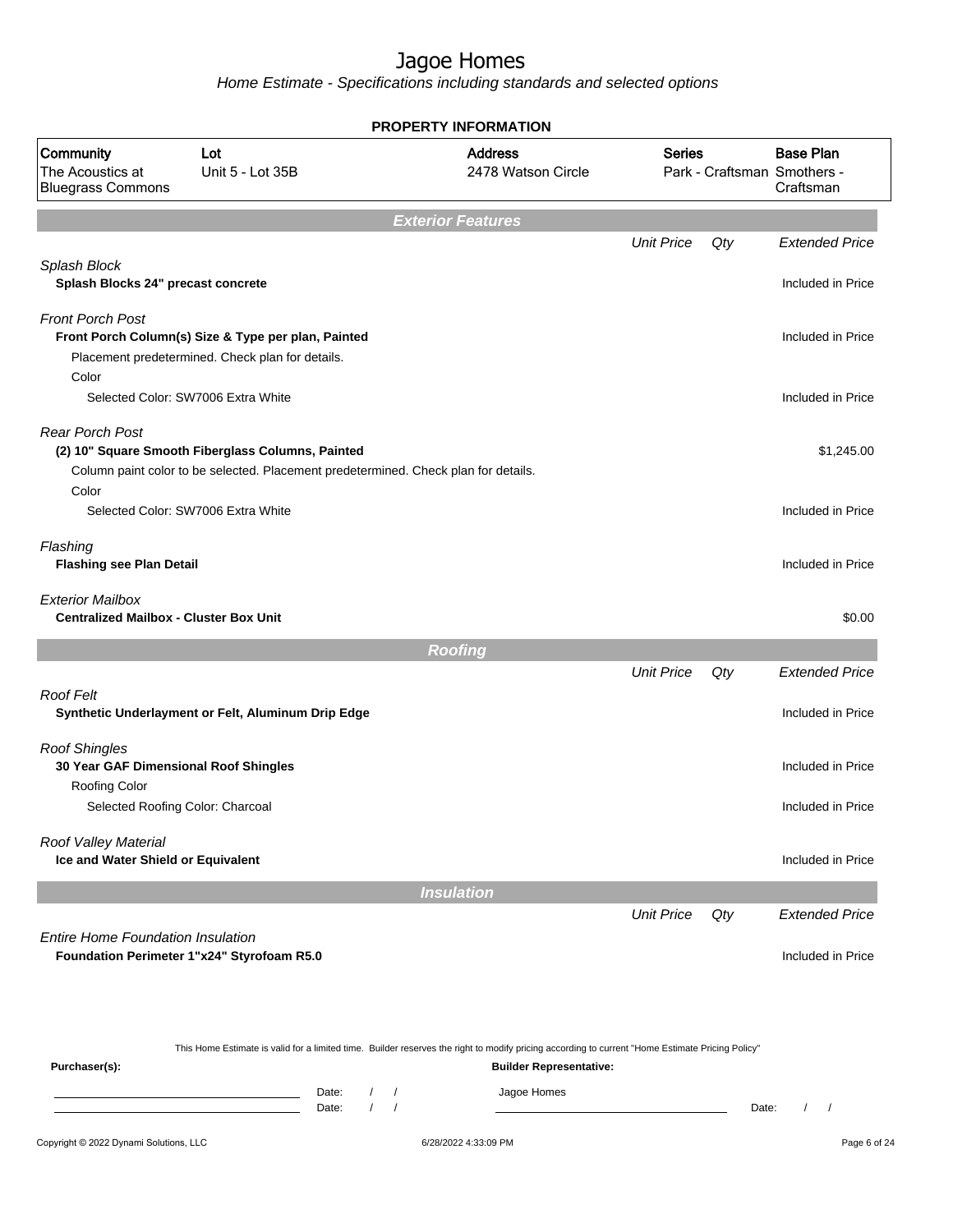# Jagoe Homes

*Home Estimate - Specifications including standards and selected options*

## PROPERTY INFORMATION

| Community | Lot | Address | Series | Base Plan |
|---|---|---|---|---|
| The Acoustics at Bluegrass Commons | Unit 5 - Lot 35B | 2478 Watson Circle | Park - Craftsman | Smothers - Craftsman |

## Exterior Features

| | Unit Price | Qty | Extended Price |
|---|---|---|---|
| *Splash Block* | | | |
| **Splash Blocks 24" precast concrete** | | | Included in Price |
| *Front Porch Post* | | | |
| **Front Porch Column(s) Size & Type per plan, Painted** | | | Included in Price |
| Placement predetermined. Check plan for details. | | | |
| Color | | | |
| Selected Color: SW7006 Extra White | | | Included in Price |
| *Rear Porch Post* | | | |
| **(2) 10" Square Smooth Fiberglass Columns, Painted** | | | $1,245.00 |
| Column paint color to be selected. Placement predetermined. Check plan for details. | | | |
| Color | | | |
| Selected Color: SW7006 Extra White | | | Included in Price |
| *Flashing* | | | |
| **Flashing see Plan Detail** | | | Included in Price |
| *Exterior Mailbox* | | | |
| **Centralized Mailbox - Cluster Box Unit** | | | $0.00 |

## Roofing

| | Unit Price | Qty | Extended Price |
|---|---|---|---|
| *Roof Felt* | | | |
| **Synthetic Underlayment or Felt, Aluminum Drip Edge** | | | Included in Price |
| *Roof Shingles* | | | |
| **30 Year GAF Dimensional Roof Shingles** | | | Included in Price |
| Roofing Color | | | |
| Selected Roofing Color: Charcoal | | | Included in Price |
| *Roof Valley Material* | | | |
| **Ice and Water Shield or Equivalent** | | | Included in Price |

## Insulation

| | Unit Price | Qty | Extended Price |
|---|---|---|---|
| *Entire Home Foundation Insulation* | | | |
| **Foundation Perimeter 1"x24" Styrofoam R5.0** | | | Included in Price |

This Home Estimate is valid for a limited time. Builder reserves the right to modify pricing according to current "Home Estimate Pricing Policy"

**Purchaser(s):** Date: / / Date: / /

**Builder Representative:** Jagoe Homes Date: / /

Copyright © 2022 Dynami Solutions, LLC 6/28/2022 4:33:09 PM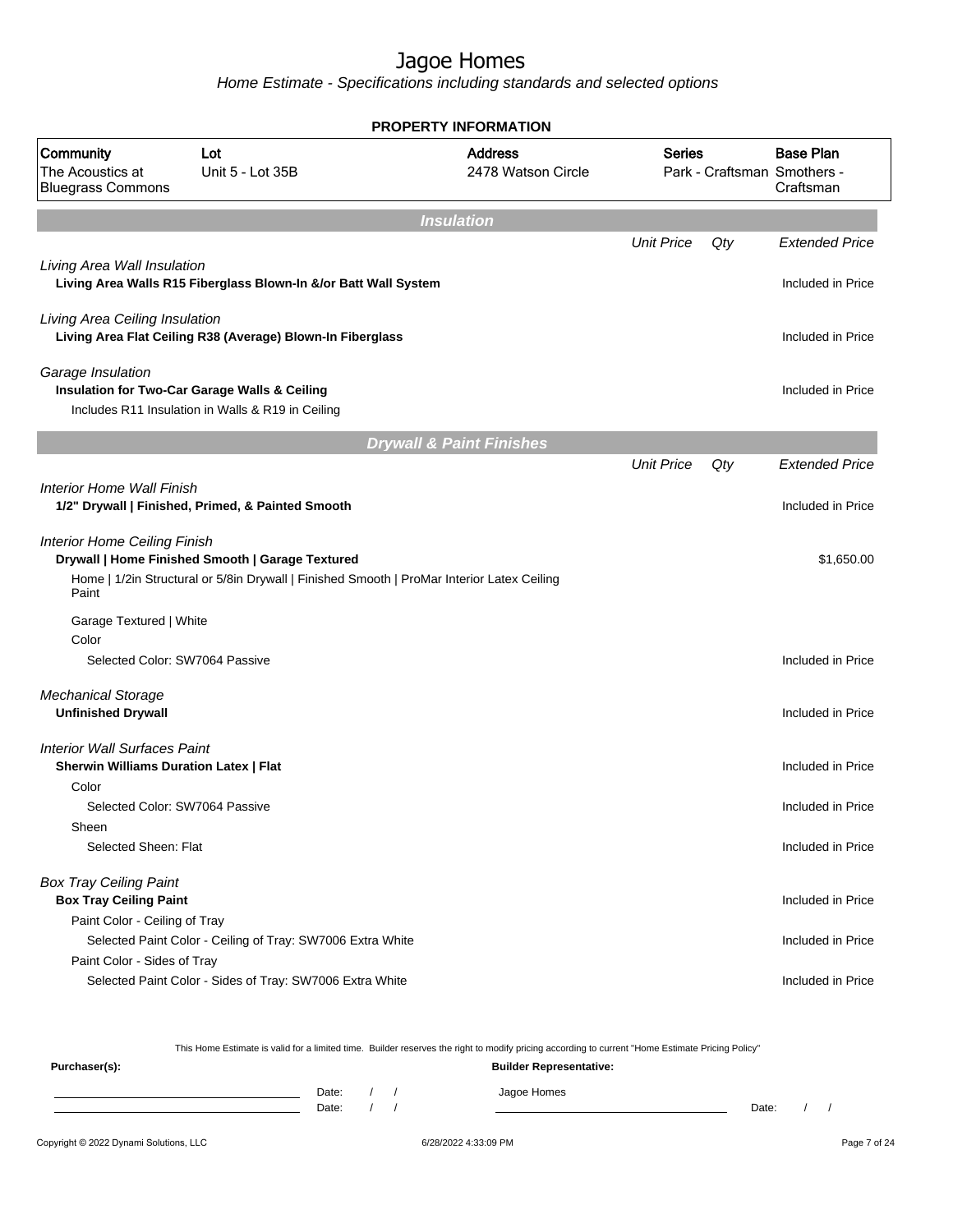# Jagoe Homes

*Home Estimate - Specifications including standards and selected options*

## PROPERTY INFORMATION

| Community | Lot | Address | Series | Base Plan |
|---|---|---|---|---|
| The Acoustics at Bluegrass Commons | Unit 5 - Lot 35B | 2478 Watson Circle | Park - Craftsman | Smothers - Craftsman |

## Insulation

| | Unit Price | Qty | Extended Price |
|---|---|---|---|
| *Living Area Wall Insulation* | | | |
| **Living Area Walls R15 Fiberglass Blown-In &/or Batt Wall System** | | | Included in Price |
| *Living Area Ceiling Insulation* | | | |
| **Living Area Flat Ceiling R38 (Average) Blown-In Fiberglass** | | | Included in Price |
| *Garage Insulation* | | | |
| **Insulation for Two-Car Garage Walls & Ceiling** | | | Included in Price |
| Includes R11 Insulation in Walls & R19 in Ceiling | | | |

## Drywall & Paint Finishes

| | Unit Price | Qty | Extended Price |
|---|---|---|---|
| *Interior Home Wall Finish* | | | |
| **1/2" Drywall \| Finished, Primed, & Painted Smooth** | | | Included in Price |
| *Interior Home Ceiling Finish* | | | |
| **Drywall \| Home Finished Smooth \| Garage Textured** | | | $1,650.00 |
| Home \| 1/2in Structural or 5/8in Drywall \| Finished Smooth \| ProMar Interior Latex Ceiling Paint | | | |
| Garage Textured \| White | | | |
| Color | | | |
| Selected Color: SW7064 Passive | | | Included in Price |
| *Mechanical Storage* | | | |
| **Unfinished Drywall** | | | Included in Price |
| *Interior Wall Surfaces Paint* | | | |
| **Sherwin Williams Duration Latex \| Flat** | | | Included in Price |
| Color | | | |
| Selected Color: SW7064 Passive | | | Included in Price |
| Sheen | | | |
| Selected Sheen: Flat | | | Included in Price |
| *Box Tray Ceiling Paint* | | | |
| **Box Tray Ceiling Paint** | | | Included in Price |
| Paint Color - Ceiling of Tray | | | |
| Selected Paint Color - Ceiling of Tray: SW7006 Extra White | | | Included in Price |
| Paint Color - Sides of Tray | | | |
| Selected Paint Color - Sides of Tray: SW7006 Extra White | | | Included in Price |

This Home Estimate is valid for a limited time. Builder reserves the right to modify pricing according to current "Home Estimate Pricing Policy"

**Purchaser(s):** **Builder Representative:**

Date: / /
Date: / /

Jagoe Homes

Date: / /

Copyright © 2022 Dynami Solutions, LLC — 6/28/2022 4:33:09 PM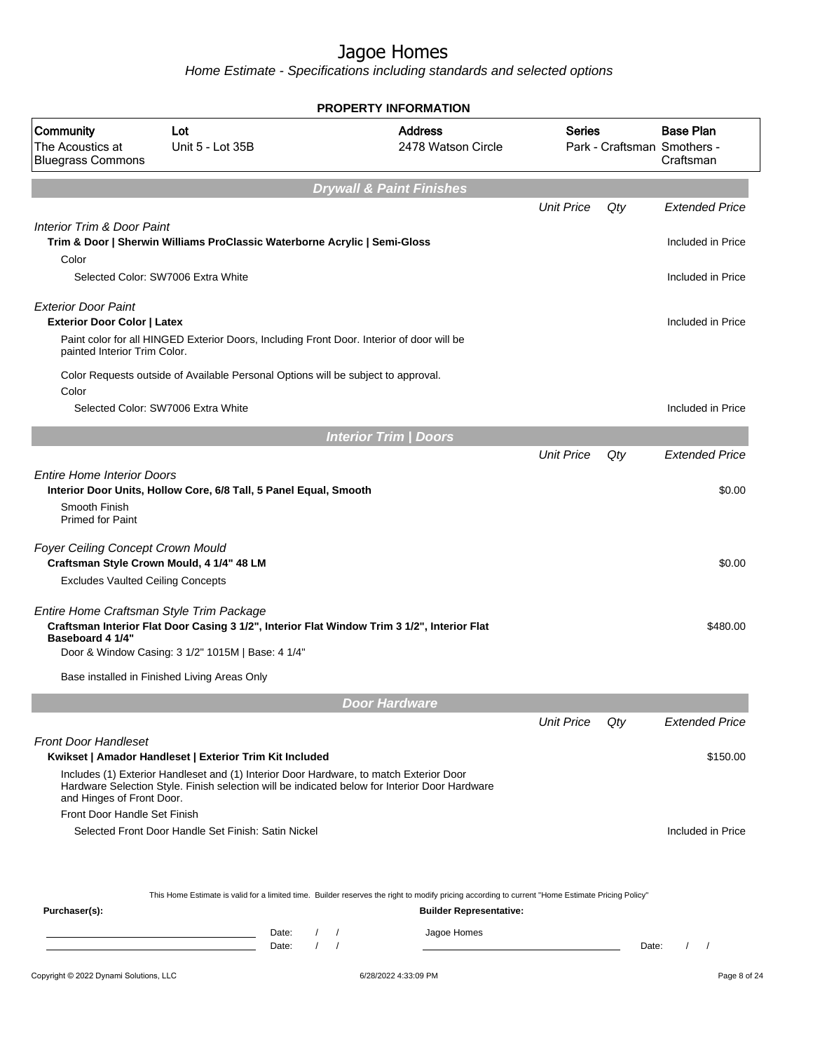# Jagoe Homes

*Home Estimate - Specifications including standards and selected options*

## PROPERTY INFORMATION

| Community | Lot | Address | Series | Base Plan |
|---|---|---|---|---|
| The Acoustics at Bluegrass Commons | Unit 5 - Lot 35B | 2478 Watson Circle | Park - Craftsman | Smothers - Craftsman |

## Drywall & Paint Finishes

| | Unit Price | Qty | Extended Price |
|---|---|---|---|
| *Interior Trim & Door Paint* | | | |
| **Trim & Door \| Sherwin Williams ProClassic Waterborne Acrylic \| Semi-Gloss** | | | Included in Price |
| Color | | | |
| Selected Color: SW7006 Extra White | | | Included in Price |
| *Exterior Door Paint* | | | |
| **Exterior Door Color \| Latex** | | | Included in Price |
| Paint color for all HINGED Exterior Doors, Including Front Door. Interior of door will be painted Interior Trim Color. | | | |
| Color Requests outside of Available Personal Options will be subject to approval. | | | |
| Color | | | |
| Selected Color: SW7006 Extra White | | | Included in Price |

## Interior Trim | Doors

| | Unit Price | Qty | Extended Price |
|---|---|---|---|
| *Entire Home Interior Doors* | | | |
| **Interior Door Units, Hollow Core, 6/8 Tall, 5 Panel Equal, Smooth** | | | $0.00 |
| Smooth Finish<br>Primed for Paint | | | |
| *Foyer Ceiling Concept Crown Mould* | | | |
| **Craftsman Style Crown Mould, 4 1/4" 48 LM** | | | $0.00 |
| Excludes Vaulted Ceiling Concepts | | | |
| *Entire Home Craftsman Style Trim Package* | | | |
| **Craftsman Interior Flat Door Casing 3 1/2", Interior Flat Window Trim 3 1/2", Interior Flat Baseboard 4 1/4"** | | | $480.00 |
| Door & Window Casing: 3 1/2" 1015M \| Base: 4 1/4" | | | |
| Base installed in Finished Living Areas Only | | | |

## Door Hardware

| | Unit Price | Qty | Extended Price |
|---|---|---|---|
| *Front Door Handleset* | | | |
| **Kwikset \| Amador Handleset \| Exterior Trim Kit Included** | | | $150.00 |
| Includes (1) Exterior Handleset and (1) Interior Door Hardware, to match Exterior Door Hardware Selection Style. Finish selection will be indicated below for Interior Door Hardware and Hinges of Front Door. | | | |
| Front Door Handle Set Finish | | | |
| Selected Front Door Handle Set Finish: Satin Nickel | | | Included in Price |

This Home Estimate is valid for a limited time. Builder reserves the right to modify pricing according to current "Home Estimate Pricing Policy"

**Purchaser(s):** ______________________ Date: / /
______________________ Date: / /

**Builder Representative:** Jagoe Homes
______________________ Date: / /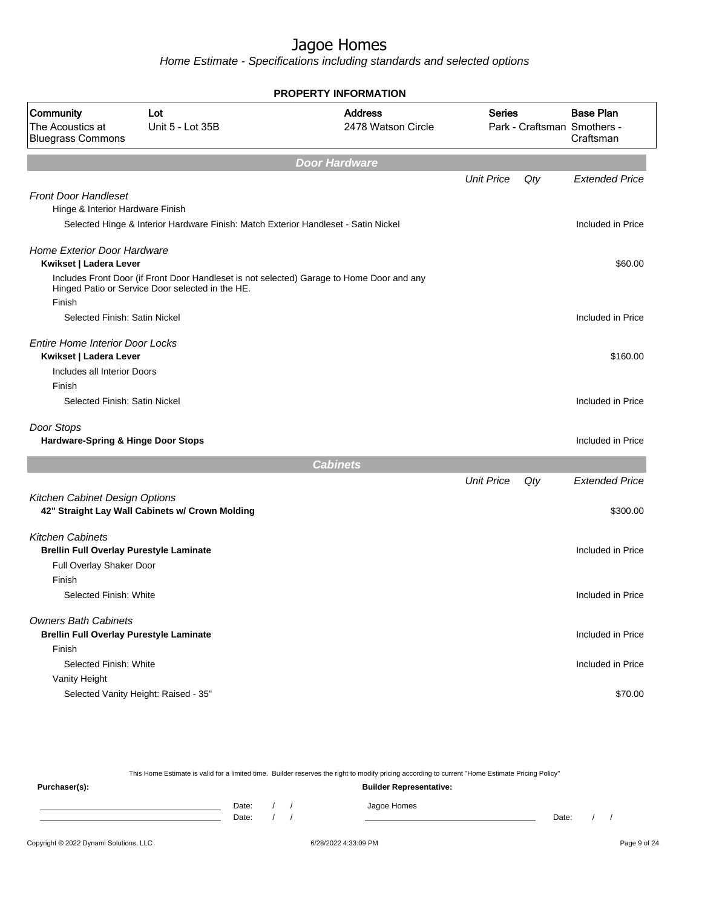# Jagoe Homes

*Home Estimate - Specifications including standards and selected options*

**PROPERTY INFORMATION**

| Community | Lot | Address | Series | Base Plan |
|---|---|---|---|---|
| The Acoustics at Bluegrass Commons | Unit 5 - Lot 35B | 2478 Watson Circle | Park - Craftsman | Smothers - Craftsman |

## Door Hardware

| | Unit Price | Qty | Extended Price |
|---|---|---|---|
| *Front Door Handleset* | | | |
| Hinge & Interior Hardware Finish | | | |
| Selected Hinge & Interior Hardware Finish: Match Exterior Handleset - Satin Nickel | | | Included in Price |
| *Home Exterior Door Hardware* | | | |
| **Kwikset \| Ladera Lever** | | | $60.00 |
| Includes Front Door (if Front Door Handleset is not selected) Garage to Home Door and any Hinged Patio or Service Door selected in the HE. | | | |
| Finish | | | |
| Selected Finish: Satin Nickel | | | Included in Price |
| *Entire Home Interior Door Locks* | | | |
| **Kwikset \| Ladera Lever** | | | $160.00 |
| Includes all Interior Doors | | | |
| Finish | | | |
| Selected Finish: Satin Nickel | | | Included in Price |
| *Door Stops* | | | |
| **Hardware-Spring & Hinge Door Stops** | | | Included in Price |

## Cabinets

| | Unit Price | Qty | Extended Price |
|---|---|---|---|
| *Kitchen Cabinet Design Options* | | | |
| **42" Straight Lay Wall Cabinets w/ Crown Molding** | | | $300.00 |
| *Kitchen Cabinets* | | | |
| **Brellin Full Overlay Purestyle Laminate** | | | Included in Price |
| Full Overlay Shaker Door | | | |
| Finish | | | |
| Selected Finish: White | | | Included in Price |
| *Owners Bath Cabinets* | | | |
| **Brellin Full Overlay Purestyle Laminate** | | | Included in Price |
| Finish | | | |
| Selected Finish: White | | | Included in Price |
| Vanity Height | | | |
| Selected Vanity Height: Raised - 35" | | | $70.00 |

This Home Estimate is valid for a limited time. Builder reserves the right to modify pricing according to current "Home Estimate Pricing Policy"

**Purchaser(s):** Date: / / Date: / /

**Builder Representative:** Jagoe Homes Date: / /

Copyright © 2022 Dynami Solutions, LLC 6/28/2022 4:33:09 PM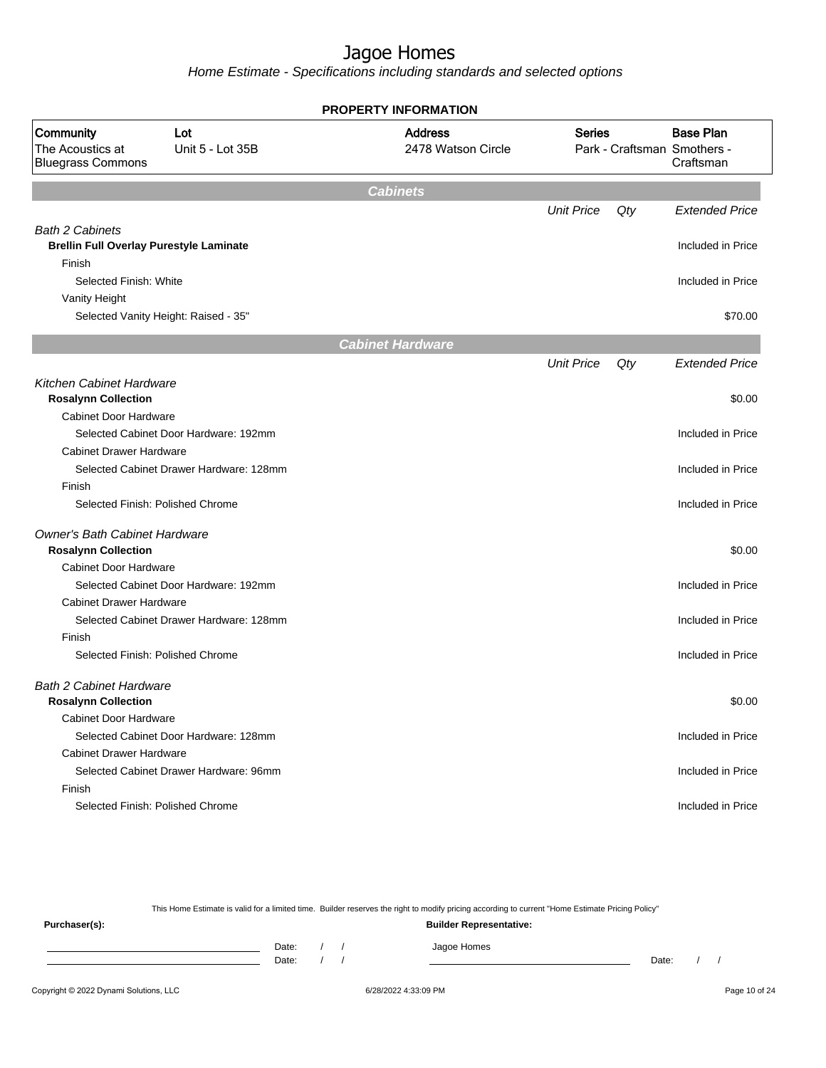# Jagoe Homes

*Home Estimate - Specifications including standards and selected options*

**PROPERTY INFORMATION**

| Community | Lot | Address | Series | Base Plan |
|---|---|---|---|---|
| The Acoustics at Bluegrass Commons | Unit 5 - Lot 35B | 2478 Watson Circle | Park - Craftsman | Smothers - Craftsman |

## Cabinets

| | Unit Price | Qty | Extended Price |
|---|---|---|---|
| *Bath 2 Cabinets* | | | |
| **Brellin Full Overlay Purestyle Laminate** | | | Included in Price |
| Finish | | | |
| Selected Finish: White | | | Included in Price |
| Vanity Height | | | |
| Selected Vanity Height: Raised - 35" | | | $70.00 |

## Cabinet Hardware

| | Unit Price | Qty | Extended Price |
|---|---|---|---|
| *Kitchen Cabinet Hardware* | | | |
| **Rosalynn Collection** | | | $0.00 |
| Cabinet Door Hardware | | | |
| Selected Cabinet Door Hardware: 192mm | | | Included in Price |
| Cabinet Drawer Hardware | | | |
| Selected Cabinet Drawer Hardware: 128mm | | | Included in Price |
| Finish | | | |
| Selected Finish: Polished Chrome | | | Included in Price |
| *Owner's Bath Cabinet Hardware* | | | |
| **Rosalynn Collection** | | | $0.00 |
| Cabinet Door Hardware | | | |
| Selected Cabinet Door Hardware: 192mm | | | Included in Price |
| Cabinet Drawer Hardware | | | |
| Selected Cabinet Drawer Hardware: 128mm | | | Included in Price |
| Finish | | | |
| Selected Finish: Polished Chrome | | | Included in Price |
| *Bath 2 Cabinet Hardware* | | | |
| **Rosalynn Collection** | | | $0.00 |
| Cabinet Door Hardware | | | |
| Selected Cabinet Door Hardware: 128mm | | | Included in Price |
| Cabinet Drawer Hardware | | | |
| Selected Cabinet Drawer Hardware: 96mm | | | Included in Price |
| Finish | | | |
| Selected Finish: Polished Chrome | | | Included in Price |

This Home Estimate is valid for a limited time. Builder reserves the right to modify pricing according to current "Home Estimate Pricing Policy"

**Purchaser(s):**

Date: / /

Date: / /

**Builder Representative:**

Jagoe Homes

Date: / /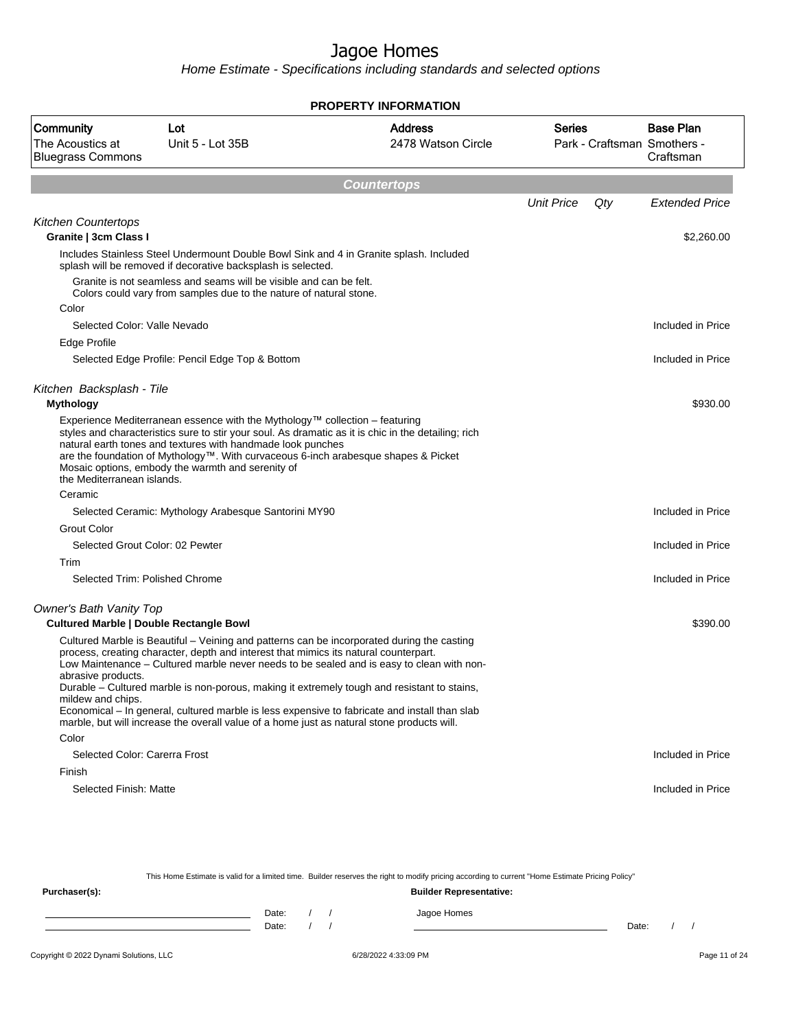# Jagoe Homes

*Home Estimate - Specifications including standards and selected options*

**PROPERTY INFORMATION**

| Community | Lot | Address | Series | Base Plan |
|---|---|---|---|---|
| The Acoustics at Bluegrass Commons | Unit 5 - Lot 35B | 2478 Watson Circle | Park - Craftsman | Smothers - Craftsman |

## Countertops

| | Unit Price | Qty | Extended Price |
|---|---|---|---|
| *Kitchen Countertops* | | | |
| **Granite \| 3cm Class I** | | | $2,260.00 |
| Includes Stainless Steel Undermount Double Bowl Sink and 4 in Granite splash. Included splash will be removed if decorative backsplash is selected. | | | |
| Granite is not seamless and seams will be visible and can be felt. Colors could vary from samples due to the nature of natural stone. | | | |
| Color | | | |
| Selected Color: Valle Nevado | | | Included in Price |
| Edge Profile | | | |
| Selected Edge Profile: Pencil Edge Top & Bottom | | | Included in Price |
| *Kitchen Backsplash - Tile* | | | |
| **Mythology** | | | $930.00 |
| Experience Mediterranean essence with the Mythology™ collection – featuring styles and characteristics sure to stir your soul. As dramatic as it is chic in the detailing; rich natural earth tones and textures with handmade look punches are the foundation of Mythology™. With curvaceous 6-inch arabesque shapes & Picket Mosaic options, embody the warmth and serenity of the Mediterranean islands. | | | |
| Ceramic | | | |
| Selected Ceramic: Mythology Arabesque Santorini MY90 | | | Included in Price |
| Grout Color | | | |
| Selected Grout Color: 02 Pewter | | | Included in Price |
| Trim | | | |
| Selected Trim: Polished Chrome | | | Included in Price |
| *Owner's Bath Vanity Top* | | | |
| **Cultured Marble \| Double Rectangle Bowl** | | | $390.00 |
| Cultured Marble is Beautiful – Veining and patterns can be incorporated during the casting process, creating character, depth and interest that mimics its natural counterpart. Low Maintenance – Cultured marble never needs to be sealed and is easy to clean with non-abrasive products. Durable – Cultured marble is non-porous, making it extremely tough and resistant to stains, mildew and chips. Economical – In general, cultured marble is less expensive to fabricate and install than slab marble, but will increase the overall value of a home just as natural stone products will. | | | |
| Color | | | |
| Selected Color: Carerra Frost | | | Included in Price |
| Finish | | | |
| Selected Finish: Matte | | | Included in Price |

This Home Estimate is valid for a limited time. Builder reserves the right to modify pricing according to current "Home Estimate Pricing Policy"

**Purchaser(s):**

\_\_\_\_\_\_\_\_\_\_\_\_\_\_\_\_\_\_\_\_ Date: / /

\_\_\_\_\_\_\_\_\_\_\_\_\_\_\_\_\_\_\_\_ Date: / /

**Builder Representative:**

Jagoe Homes

\_\_\_\_\_\_\_\_\_\_\_\_\_\_\_\_\_\_\_\_ Date: / /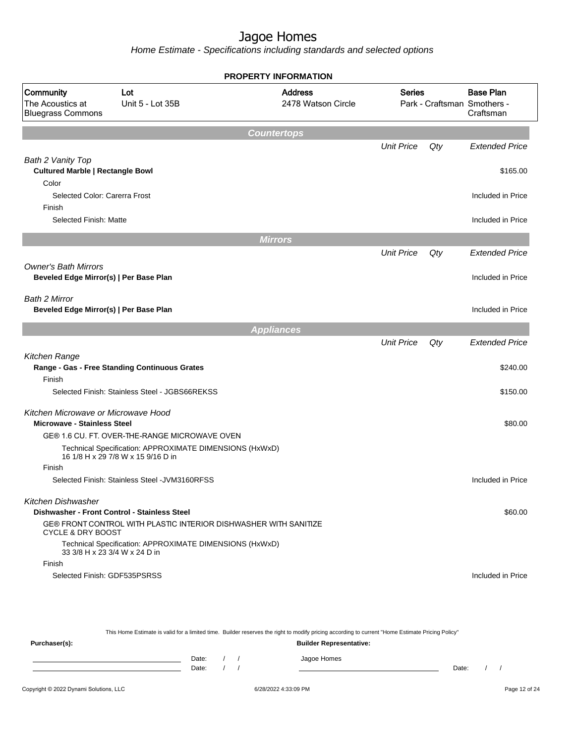# Jagoe Homes

*Home Estimate - Specifications including standards and selected options*

**PROPERTY INFORMATION**

| Community | Lot | Address | Series | Base Plan |
|---|---|---|---|---|
| The Acoustics at Bluegrass Commons | Unit 5 - Lot 35B | 2478 Watson Circle | Park - Craftsman | Smothers - Craftsman |

## Countertops

| | Unit Price | Qty | Extended Price |
|---|---|---|---|
| *Bath 2 Vanity Top* | | | |
| **Cultured Marble \| Rectangle Bowl** | | | $165.00 |
| Color | | | |
| Selected Color: Carerra Frost | | | Included in Price |
| Finish | | | |
| Selected Finish: Matte | | | Included in Price |

## Mirrors

| | Unit Price | Qty | Extended Price |
|---|---|---|---|
| *Owner's Bath Mirrors* | | | |
| **Beveled Edge Mirror(s) \| Per Base Plan** | | | Included in Price |
| *Bath 2 Mirror* | | | |
| **Beveled Edge Mirror(s) \| Per Base Plan** | | | Included in Price |

## Appliances

| | Unit Price | Qty | Extended Price |
|---|---|---|---|
| *Kitchen Range* | | | |
| **Range - Gas - Free Standing Continuous Grates** | | | $240.00 |
| Finish | | | |
| Selected Finish: Stainless Steel - JGBS66REKSS | | | $150.00 |
| *Kitchen Microwave or Microwave Hood* | | | |
| **Microwave - Stainless Steel** | | | $80.00 |
| GE® 1.6 CU. FT. OVER-THE-RANGE MICROWAVE OVEN | | | |
| Technical Specification: APPROXIMATE DIMENSIONS (HxWxD) 16 1/8 H x 29 7/8 W x 15 9/16 D in | | | |
| Finish | | | |
| Selected Finish: Stainless Steel -JVM3160RFSS | | | Included in Price |
| *Kitchen Dishwasher* | | | |
| **Dishwasher - Front Control - Stainless Steel** | | | $60.00 |
| GE® FRONT CONTROL WITH PLASTIC INTERIOR DISHWASHER WITH SANITIZE CYCLE & DRY BOOST | | | |
| Technical Specification: APPROXIMATE DIMENSIONS (HxWxD) 33 3/8 H x 23 3/4 W x 24 D in | | | |
| Finish | | | |
| Selected Finish: GDF535PSRSS | | | Included in Price |

This Home Estimate is valid for a limited time. Builder reserves the right to modify pricing according to current "Home Estimate Pricing Policy"

**Purchaser(s):** **Builder Representative:**

Date: / / Jagoe Homes
Date: / / Date: / /

Copyright © 2022 Dynami Solutions, LLC 6/28/2022 4:33:09 PM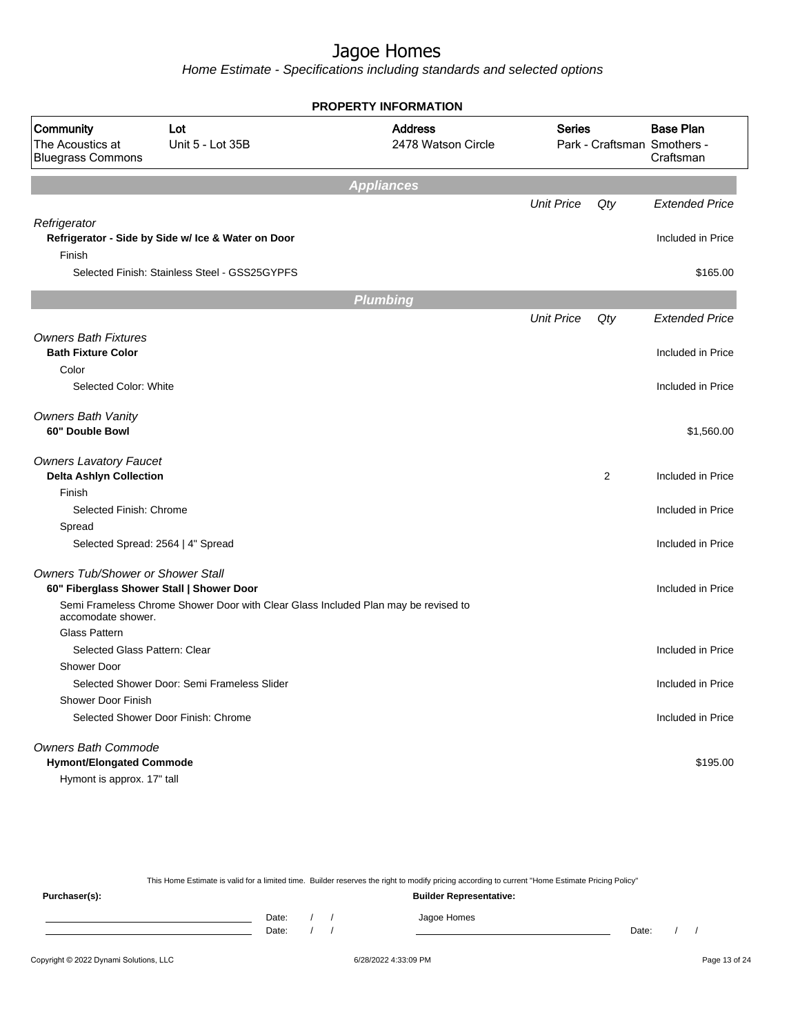# Jagoe Homes

*Home Estimate - Specifications including standards and selected options*

**PROPERTY INFORMATION**

| Community | Lot | Address | Series | Base Plan |
|---|---|---|---|---|
| The Acoustics at Bluegrass Commons | Unit 5 - Lot 35B | 2478 Watson Circle | Park - Craftsman | Smothers - Craftsman |

## Appliances

| | Unit Price | Qty | Extended Price |
|---|---|---|---|
| *Refrigerator* | | | |
| **Refrigerator - Side by Side w/ Ice & Water on Door** | | | Included in Price |
| Finish | | | |
| Selected Finish: Stainless Steel - GSS25GYPFS | | | $165.00 |

## Plumbing

| | Unit Price | Qty | Extended Price |
|---|---|---|---|
| *Owners Bath Fixtures* | | | |
| **Bath Fixture Color** | | | Included in Price |
| Color | | | |
| Selected Color: White | | | Included in Price |
| *Owners Bath Vanity* | | | |
| **60" Double Bowl** | | | $1,560.00 |
| *Owners Lavatory Faucet* | | | |
| **Delta Ashlyn Collection** | | 2 | Included in Price |
| Finish | | | |
| Selected Finish: Chrome | | | Included in Price |
| Spread | | | |
| Selected Spread: 2564 \| 4" Spread | | | Included in Price |
| *Owners Tub/Shower or Shower Stall* | | | |
| **60" Fiberglass Shower Stall \| Shower Door** | | | Included in Price |
| Semi Frameless Chrome Shower Door with Clear Glass Included Plan may be revised to accomodate shower. | | | |
| Glass Pattern | | | |
| Selected Glass Pattern: Clear | | | Included in Price |
| Shower Door | | | |
| Selected Shower Door: Semi Frameless Slider | | | Included in Price |
| Shower Door Finish | | | |
| Selected Shower Door Finish: Chrome | | | Included in Price |
| *Owners Bath Commode* | | | |
| **Hymont/Elongated Commode** | | | $195.00 |
| Hymont is approx. 17" tall | | | |

This Home Estimate is valid for a limited time. Builder reserves the right to modify pricing according to current "Home Estimate Pricing Policy"

**Purchaser(s):** Date: / / Date: / /

**Builder Representative:** Jagoe Homes Date: / /

Copyright © 2022 Dynami Solutions, LLC 6/28/2022 4:33:09 PM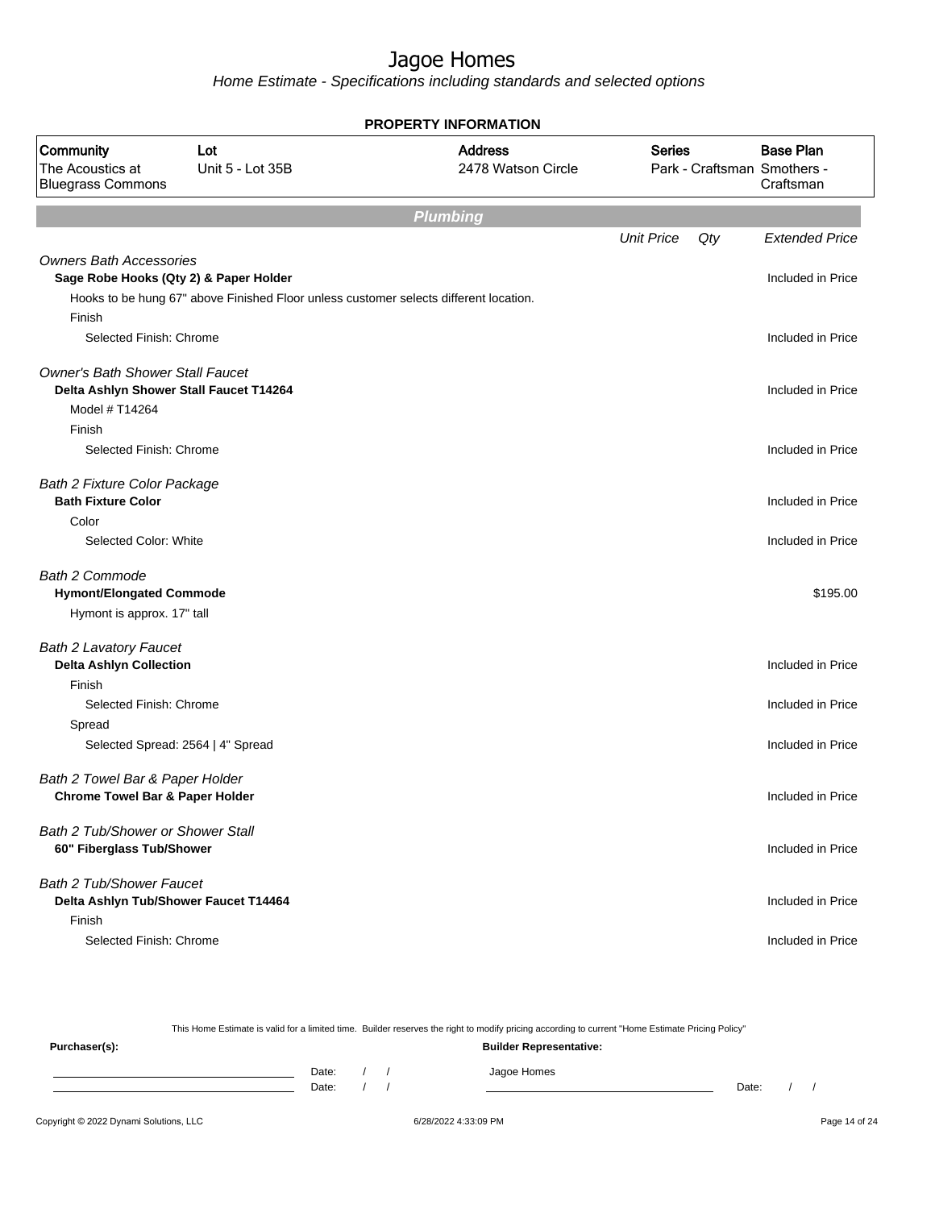# Jagoe Homes

*Home Estimate - Specifications including standards and selected options*

**PROPERTY INFORMATION**

| Community | Lot | Address | Series | Base Plan |
|---|---|---|---|---|
| The Acoustics at Bluegrass Commons | Unit 5 - Lot 35B | 2478 Watson Circle | Park - Craftsman | Smothers - Craftsman |

## Plumbing

| | Unit Price | Qty | Extended Price |
|---|---|---|---|
| *Owners Bath Accessories* | | | |
| **Sage Robe Hooks (Qty 2) & Paper Holder** | | | Included in Price |
| Hooks to be hung 67" above Finished Floor unless customer selects different location. | | | |
| Finish | | | |
| Selected Finish: Chrome | | | Included in Price |
| *Owner's Bath Shower Stall Faucet* | | | |
| **Delta Ashlyn Shower Stall Faucet T14264** | | | Included in Price |
| Model # T14264 | | | |
| Finish | | | |
| Selected Finish: Chrome | | | Included in Price |
| *Bath 2 Fixture Color Package* | | | |
| **Bath Fixture Color** | | | Included in Price |
| Color | | | |
| Selected Color: White | | | Included in Price |
| *Bath 2 Commode* | | | |
| **Hymont/Elongated Commode** | | | $195.00 |
| Hymont is approx. 17" tall | | | |
| *Bath 2 Lavatory Faucet* | | | |
| **Delta Ashlyn Collection** | | | Included in Price |
| Finish | | | |
| Selected Finish: Chrome | | | Included in Price |
| Spread | | | |
| Selected Spread: 2564 \| 4" Spread | | | Included in Price |
| *Bath 2 Towel Bar & Paper Holder* | | | |
| **Chrome Towel Bar & Paper Holder** | | | Included in Price |
| *Bath 2 Tub/Shower or Shower Stall* | | | |
| **60" Fiberglass Tub/Shower** | | | Included in Price |
| *Bath 2 Tub/Shower Faucet* | | | |
| **Delta Ashlyn Tub/Shower Faucet T14464** | | | Included in Price |
| Finish | | | |
| Selected Finish: Chrome | | | Included in Price |

This Home Estimate is valid for a limited time. Builder reserves the right to modify pricing according to current "Home Estimate Pricing Policy"

**Purchaser(s):** **Builder Representative:**

Date: / / Jagoe Homes

Date: / / Date: / /

Copyright © 2022 Dynami Solutions, LLC 6/28/2022 4:33:09 PM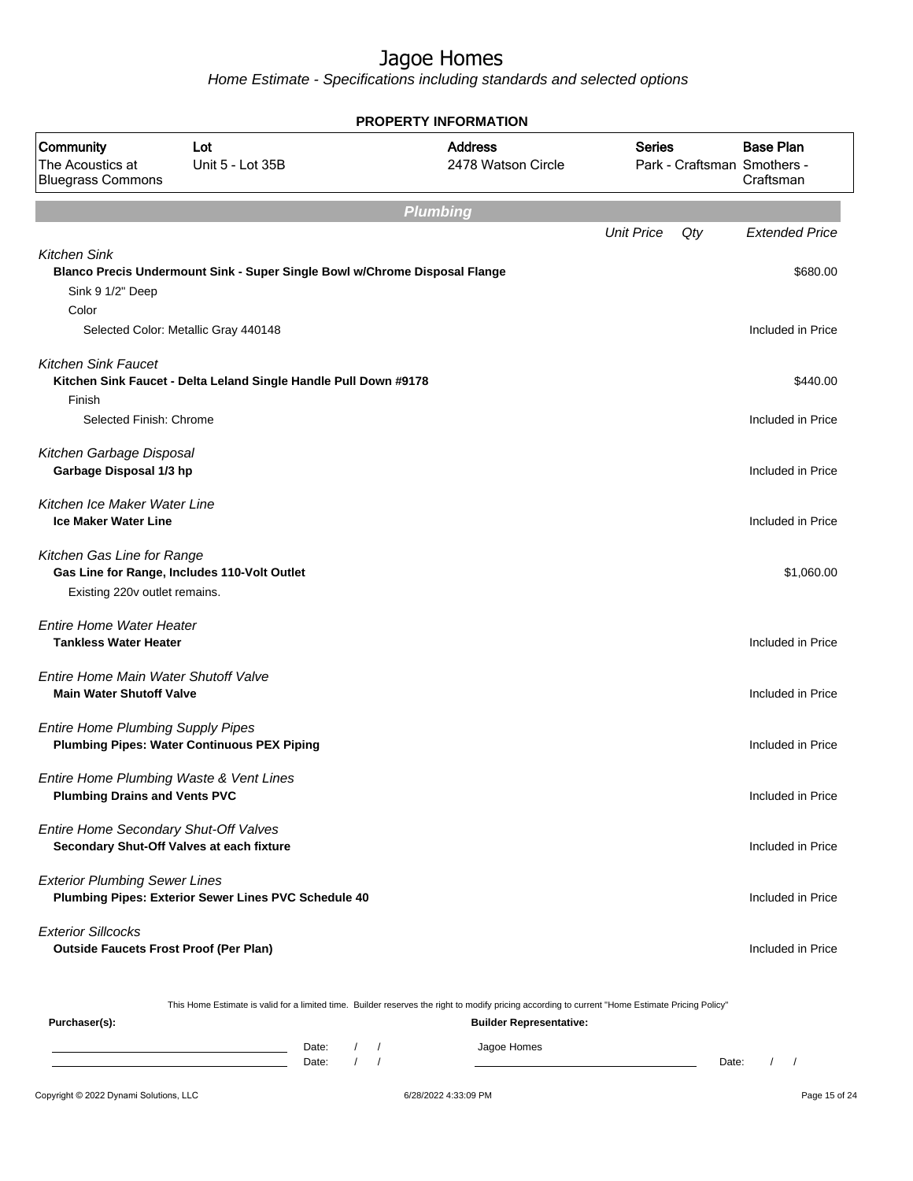# Jagoe Homes

*Home Estimate - Specifications including standards and selected options*

## PROPERTY INFORMATION

| Community | Lot | Address | Series | Base Plan |
|---|---|---|---|---|
| The Acoustics at Bluegrass Commons | Unit 5 - Lot 35B | 2478 Watson Circle | Park - Craftsman | Smothers - Craftsman |

## Plumbing

| | Unit Price | Qty | Extended Price |
|---|---|---|---|
| *Kitchen Sink* | | | |
| **Blanco Precis Undermount Sink - Super Single Bowl w/Chrome Disposal Flange** | | | $680.00 |
| Sink 9 1/2" Deep | | | |
| Color | | | |
| Selected Color: Metallic Gray 440148 | | | Included in Price |
| *Kitchen Sink Faucet* | | | |
| **Kitchen Sink Faucet - Delta Leland Single Handle Pull Down #9178** | | | $440.00 |
| Finish | | | |
| Selected Finish: Chrome | | | Included in Price |
| *Kitchen Garbage Disposal* | | | |
| **Garbage Disposal 1/3 hp** | | | Included in Price |
| *Kitchen Ice Maker Water Line* | | | |
| **Ice Maker Water Line** | | | Included in Price |
| *Kitchen Gas Line for Range* | | | |
| **Gas Line for Range, Includes 110-Volt Outlet** | | | $1,060.00 |
| Existing 220v outlet remains. | | | |
| *Entire Home Water Heater* | | | |
| **Tankless Water Heater** | | | Included in Price |
| *Entire Home Main Water Shutoff Valve* | | | |
| **Main Water Shutoff Valve** | | | Included in Price |
| *Entire Home Plumbing Supply Pipes* | | | |
| **Plumbing Pipes: Water Continuous PEX Piping** | | | Included in Price |
| *Entire Home Plumbing Waste & Vent Lines* | | | |
| **Plumbing Drains and Vents PVC** | | | Included in Price |
| *Entire Home Secondary Shut-Off Valves* | | | |
| **Secondary Shut-Off Valves at each fixture** | | | Included in Price |
| *Exterior Plumbing Sewer Lines* | | | |
| **Plumbing Pipes: Exterior Sewer Lines PVC Schedule 40** | | | Included in Price |
| *Exterior Sillcocks* | | | |
| **Outside Faucets Frost Proof (Per Plan)** | | | Included in Price |

This Home Estimate is valid for a limited time. Builder reserves the right to modify pricing according to current "Home Estimate Pricing Policy"

**Purchaser(s):**

______________________________ Date: / /

______________________________ Date: / /

**Builder Representative:**

Jagoe Homes

______________________________ Date: / /

Copyright © 2022 Dynami Solutions, LLC 6/28/2022 4:33:09 PM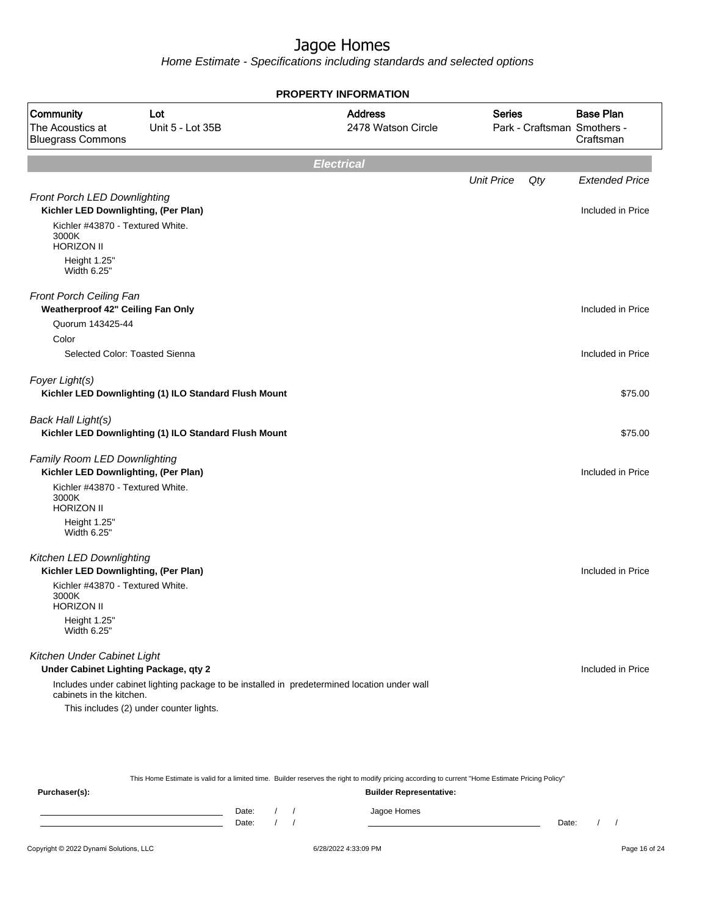# Jagoe Homes

*Home Estimate - Specifications including standards and selected options*

**PROPERTY INFORMATION**

| Community | Lot | Address | Series | Base Plan |
|---|---|---|---|---|
| The Acoustics at Bluegrass Commons | Unit 5 - Lot 35B | 2478 Watson Circle | Park - Craftsman | Smothers - Craftsman |

## Electrical

| | Unit Price | Qty | Extended Price |
|---|---|---|---|
| *Front Porch LED Downlighting* | | | |
| **Kichler LED Downlighting, (Per Plan)** | | | Included in Price |
| Kichler #43870 - Textured White.<br>3000K<br>HORIZON II<br>Height 1.25"<br>Width 6.25" | | | |
| *Front Porch Ceiling Fan* | | | |
| **Weatherproof 42" Ceiling Fan Only** | | | Included in Price |
| Quorum 143425-44 | | | |
| Color | | | |
| Selected Color: Toasted Sienna | | | Included in Price |
| *Foyer Light(s)* | | | |
| **Kichler LED Downlighting (1) ILO Standard Flush Mount** | | | $75.00 |
| *Back Hall Light(s)* | | | |
| **Kichler LED Downlighting (1) ILO Standard Flush Mount** | | | $75.00 |
| *Family Room LED Downlighting* | | | |
| **Kichler LED Downlighting, (Per Plan)** | | | Included in Price |
| Kichler #43870 - Textured White.<br>3000K<br>HORIZON II<br>Height 1.25"<br>Width 6.25" | | | |
| *Kitchen LED Downlighting* | | | |
| **Kichler LED Downlighting, (Per Plan)** | | | Included in Price |
| Kichler #43870 - Textured White.<br>3000K<br>HORIZON II<br>Height 1.25"<br>Width 6.25" | | | |
| *Kitchen Under Cabinet Light* | | | |
| **Under Cabinet Lighting Package, qty 2** | | | Included in Price |
| Includes under cabinet lighting package to be installed in predetermined location under wall cabinets in the kitchen.<br>This includes (2) under counter lights. | | | |

This Home Estimate is valid for a limited time. Builder reserves the right to modify pricing according to current "Home Estimate Pricing Policy"

**Purchaser(s):**

______________________ Date: / /

______________________ Date: / /

**Builder Representative:**

Jagoe Homes

______________________ Date: / /

Copyright © 2022 Dynami Solutions, LLC — 6/28/2022 4:33:09 PM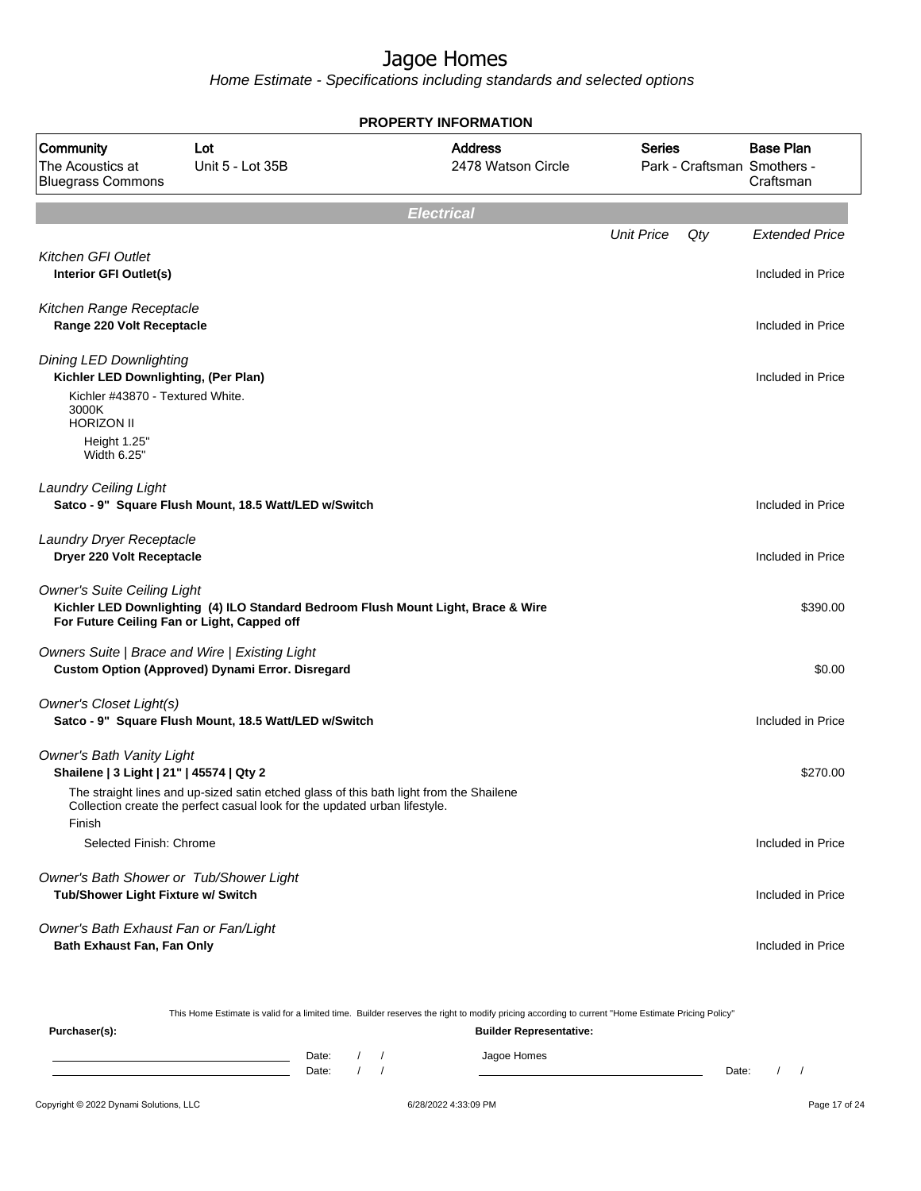# Jagoe Homes

*Home Estimate - Specifications including standards and selected options*

**PROPERTY INFORMATION**

| Community | Lot | Address | Series | Base Plan |
|---|---|---|---|---|
| The Acoustics at Bluegrass Commons | Unit 5 - Lot 35B | 2478 Watson Circle | Park - Craftsman | Smothers - Craftsman |

## Electrical

| | Unit Price | Qty | Extended Price |
|---|---|---|---|
| *Kitchen GFI Outlet* | | | |
| **Interior GFI Outlet(s)** | | | Included in Price |
| *Kitchen Range Receptacle* | | | |
| **Range 220 Volt Receptacle** | | | Included in Price |
| *Dining LED Downlighting* | | | |
| **Kichler LED Downlighting, (Per Plan)** | | | Included in Price |
| Kichler #43870 - Textured White. 3000K HORIZON II | | | |
| Height 1.25" Width 6.25" | | | |
| *Laundry Ceiling Light* | | | |
| **Satco - 9" Square Flush Mount, 18.5 Watt/LED w/Switch** | | | Included in Price |
| *Laundry Dryer Receptacle* | | | |
| **Dryer 220 Volt Receptacle** | | | Included in Price |
| *Owner's Suite Ceiling Light* | | | |
| **Kichler LED Downlighting (4) ILO Standard Bedroom Flush Mount Light, Brace & Wire For Future Ceiling Fan or Light, Capped off** | | | $390.00 |
| *Owners Suite \| Brace and Wire \| Existing Light* | | | |
| **Custom Option (Approved) Dynami Error. Disregard** | | | $0.00 |
| *Owner's Closet Light(s)* | | | |
| **Satco - 9" Square Flush Mount, 18.5 Watt/LED w/Switch** | | | Included in Price |
| *Owner's Bath Vanity Light* | | | |
| **Shailene \| 3 Light \| 21" \| 45574 \| Qty 2** | | | $270.00 |
| The straight lines and up-sized satin etched glass of this bath light from the Shailene Collection create the perfect casual look for the updated urban lifestyle. | | | |
| Finish | | | |
| Selected Finish: Chrome | | | Included in Price |
| *Owner's Bath Shower or Tub/Shower Light* | | | |
| **Tub/Shower Light Fixture w/ Switch** | | | Included in Price |
| *Owner's Bath Exhaust Fan or Fan/Light* | | | |
| **Bath Exhaust Fan, Fan Only** | | | Included in Price |

This Home Estimate is valid for a limited time. Builder reserves the right to modify pricing according to current "Home Estimate Pricing Policy"

**Purchaser(s):** &nbsp;&nbsp;&nbsp; **Builder Representative:**

Date: / / &nbsp;&nbsp;&nbsp; Jagoe Homes

Date: / / &nbsp;&nbsp;&nbsp; Date: / /

Copyright © 2022 Dynami Solutions, LLC &nbsp;&nbsp;&nbsp; 6/28/2022 4:33:09 PM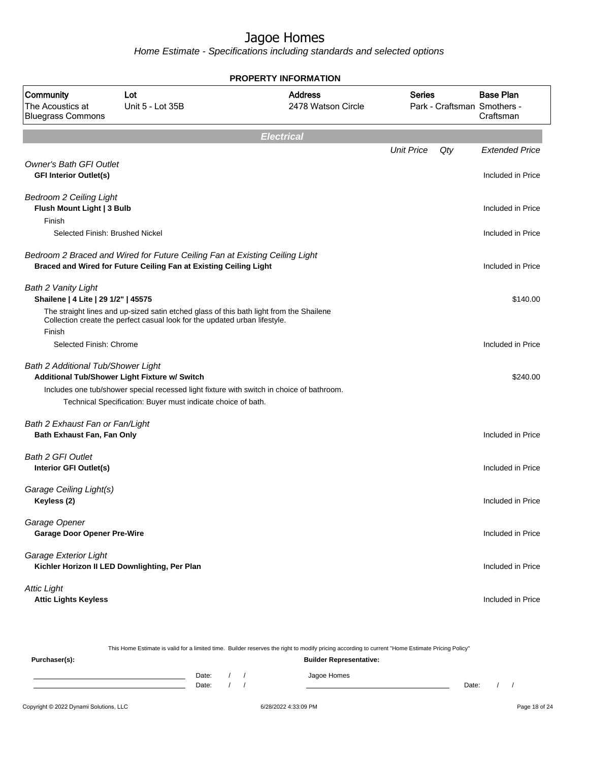# Jagoe Homes

*Home Estimate - Specifications including standards and selected options*

**PROPERTY INFORMATION**

| Community | Lot | Address | Series | Base Plan |
|---|---|---|---|---|
| The Acoustics at Bluegrass Commons | Unit 5 - Lot 35B | 2478 Watson Circle | Park - Craftsman | Smothers - Craftsman |

## Electrical

| | Unit Price | Qty | Extended Price |
|---|---|---|---|
| *Owner's Bath GFI Outlet* | | | |
| **GFI Interior Outlet(s)** | | | Included in Price |
| *Bedroom 2 Ceiling Light* | | | |
| **Flush Mount Light \| 3 Bulb** | | | Included in Price |
| Finish | | | |
| Selected Finish: Brushed Nickel | | | Included in Price |
| *Bedroom 2 Braced and Wired for Future Ceiling Fan at Existing Ceiling Light* | | | |
| **Braced and Wired for Future Ceiling Fan at Existing Ceiling Light** | | | Included in Price |
| *Bath 2 Vanity Light* | | | |
| **Shailene \| 4 Lite \| 29 1/2" \| 45575** | | | $140.00 |
| The straight lines and up-sized satin etched glass of this bath light from the Shailene Collection create the perfect casual look for the updated urban lifestyle. | | | |
| Finish | | | |
| Selected Finish: Chrome | | | Included in Price |
| *Bath 2 Additional Tub/Shower Light* | | | |
| **Additional Tub/Shower Light Fixture w/ Switch** | | | $240.00 |
| Includes one tub/shower special recessed light fixture with switch in choice of bathroom. | | | |
| Technical Specification: Buyer must indicate choice of bath. | | | |
| *Bath 2 Exhaust Fan or Fan/Light* | | | |
| **Bath Exhaust Fan, Fan Only** | | | Included in Price |
| *Bath 2 GFI Outlet* | | | |
| **Interior GFI Outlet(s)** | | | Included in Price |
| *Garage Ceiling Light(s)* | | | |
| **Keyless (2)** | | | Included in Price |
| *Garage Opener* | | | |
| **Garage Door Opener Pre-Wire** | | | Included in Price |
| *Garage Exterior Light* | | | |
| **Kichler Horizon II LED Downlighting, Per Plan** | | | Included in Price |
| *Attic Light* | | | |
| **Attic Lights Keyless** | | | Included in Price |

This Home Estimate is valid for a limited time. Builder reserves the right to modify pricing according to current "Home Estimate Pricing Policy"

**Purchaser(s):**

Date: / /

Date: / /

**Builder Representative:**

Jagoe Homes

Date: / /

Copyright © 2022 Dynami Solutions, LLC — 6/28/2022 4:33:09 PM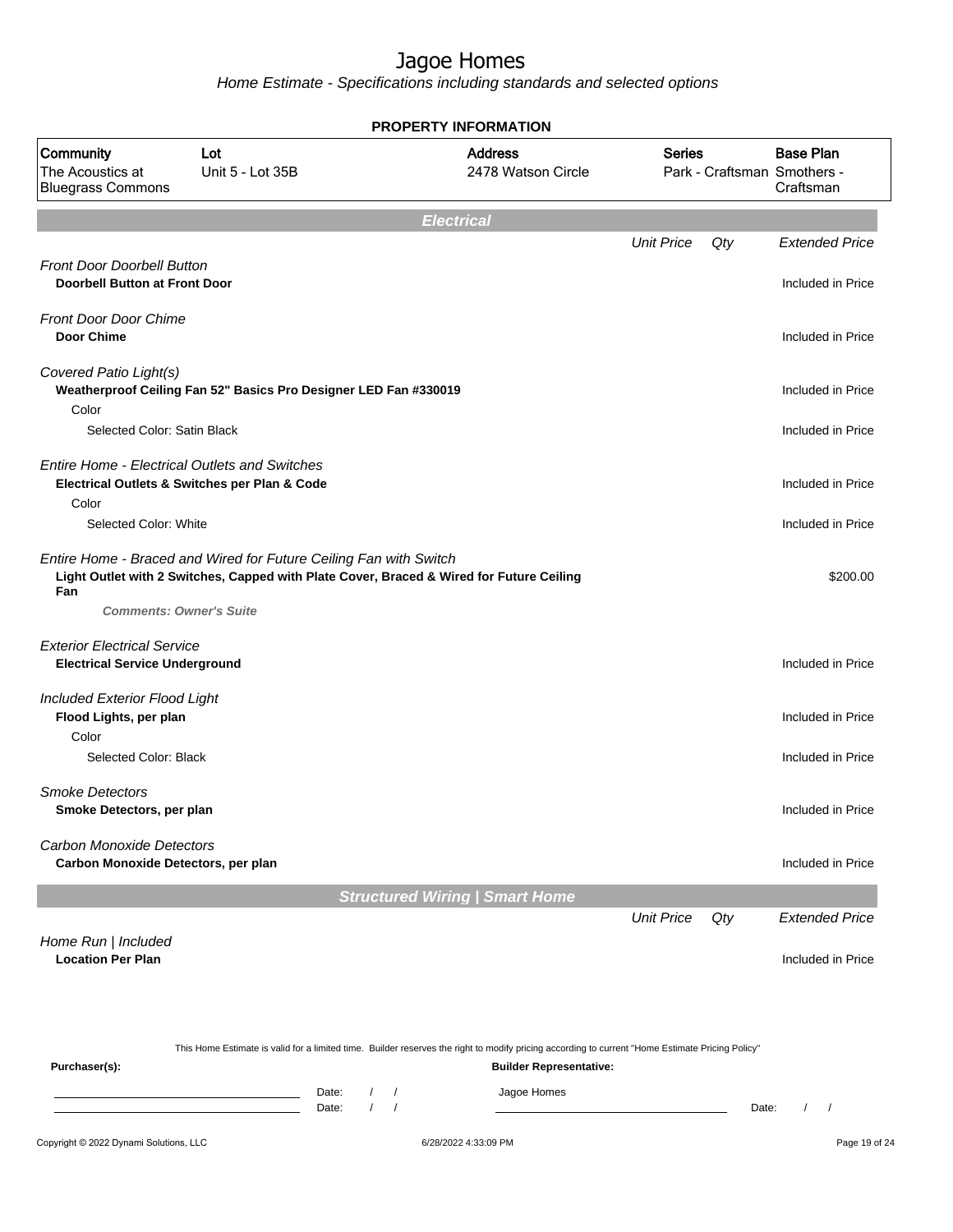# Jagoe Homes

*Home Estimate - Specifications including standards and selected options*

**PROPERTY INFORMATION**

| Community | Lot | Address | Series | Base Plan |
|---|---|---|---|---|
| The Acoustics at Bluegrass Commons | Unit 5 - Lot 35B | 2478 Watson Circle | Park - Craftsman | Smothers - Craftsman |

## Electrical

| | Unit Price | Qty | Extended Price |
|---|---|---|---|
| *Front Door Doorbell Button* | | | |
| **Doorbell Button at Front Door** | | | Included in Price |
| *Front Door Door Chime* | | | |
| **Door Chime** | | | Included in Price |
| *Covered Patio Light(s)* | | | |
| **Weatherproof Ceiling Fan 52" Basics Pro Designer LED Fan #330019** | | | Included in Price |
| Color | | | |
| Selected Color: Satin Black | | | Included in Price |
| *Entire Home - Electrical Outlets and Switches* | | | |
| **Electrical Outlets & Switches per Plan & Code** | | | Included in Price |
| Color | | | |
| Selected Color: White | | | Included in Price |
| *Entire Home - Braced and Wired for Future Ceiling Fan with Switch* | | | |
| **Light Outlet with 2 Switches, Capped with Plate Cover, Braced & Wired for Future Ceiling Fan** | | | $200.00 |
| ***Comments: Owner's Suite*** | | | |
| *Exterior Electrical Service* | | | |
| **Electrical Service Underground** | | | Included in Price |
| *Included Exterior Flood Light* | | | |
| **Flood Lights, per plan** | | | Included in Price |
| Color | | | |
| Selected Color: Black | | | Included in Price |
| *Smoke Detectors* | | | |
| **Smoke Detectors, per plan** | | | Included in Price |
| *Carbon Monoxide Detectors* | | | |
| **Carbon Monoxide Detectors, per plan** | | | Included in Price |

## Structured Wiring | Smart Home

| | Unit Price | Qty | Extended Price |
|---|---|---|---|
| *Home Run \| Included* | | | |
| **Location Per Plan** | | | Included in Price |

This Home Estimate is valid for a limited time. Builder reserves the right to modify pricing according to current "Home Estimate Pricing Policy"

**Purchaser(s):**

Date: / /

Date: / /

**Builder Representative:**

Jagoe Homes

Date: / /

Copyright © 2022 Dynami Solutions, LLC 6/28/2022 4:33:09 PM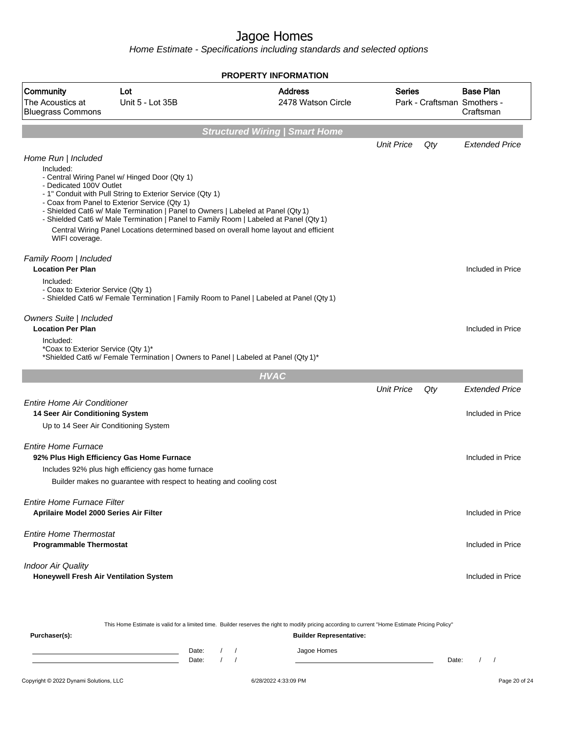# Jagoe Homes

*Home Estimate - Specifications including standards and selected options*

## PROPERTY INFORMATION

| Community | Lot | Address | Series | Base Plan |
|---|---|---|---|---|
| The Acoustics at Bluegrass Commons | Unit 5 - Lot 35B | 2478 Watson Circle | Park - Craftsman | Smothers - Craftsman |

## Structured Wiring | Smart Home

| | Unit Price | Qty | Extended Price |
|---|---|---|---|

*Home Run | Included*

Included:
- Central Wiring Panel w/ Hinged Door (Qty 1)
- Dedicated 100V Outlet
- 1" Conduit with Pull String to Exterior Service (Qty 1)
- Coax from Panel to Exterior Service (Qty 1)
- Shielded Cat6 w/ Male Termination | Panel to Owners | Labeled at Panel (Qty 1)
- Shielded Cat6 w/ Male Termination | Panel to Family Room | Labeled at Panel (Qty 1)

Central Wiring Panel Locations determined based on overall home layout and efficient WIFI coverage.

*Family Room | Included*

**Location Per Plan** — Included in Price

Included:
- Coax to Exterior Service (Qty 1)
- Shielded Cat6 w/ Female Termination | Family Room to Panel | Labeled at Panel (Qty 1)

*Owners Suite | Included*

**Location Per Plan** — Included in Price

Included:
*Coax to Exterior Service (Qty 1)*
*Shielded Cat6 w/ Female Termination | Owners to Panel | Labeled at Panel (Qty 1)*

## HVAC

| | Unit Price | Qty | Extended Price |
|---|---|---|---|

*Entire Home Air Conditioner*

**14 Seer Air Conditioning System** — Included in Price

Up to 14 Seer Air Conditioning System

*Entire Home Furnace*

**92% Plus High Efficiency Gas Home Furnace** — Included in Price

Includes 92% plus high efficiency gas home furnace

Builder makes no guarantee with respect to heating and cooling cost

*Entire Home Furnace Filter*

**Aprilaire Model 2000 Series Air Filter** — Included in Price

*Entire Home Thermostat*

**Programmable Thermostat** — Included in Price

*Indoor Air Quality*

**Honeywell Fresh Air Ventilation System** — Included in Price

This Home Estimate is valid for a limited time. Builder reserves the right to modify pricing according to current "Home Estimate Pricing Policy"

**Purchaser(s):** Date: / /  Date: / /

**Builder Representative:** Jagoe Homes  Date: / /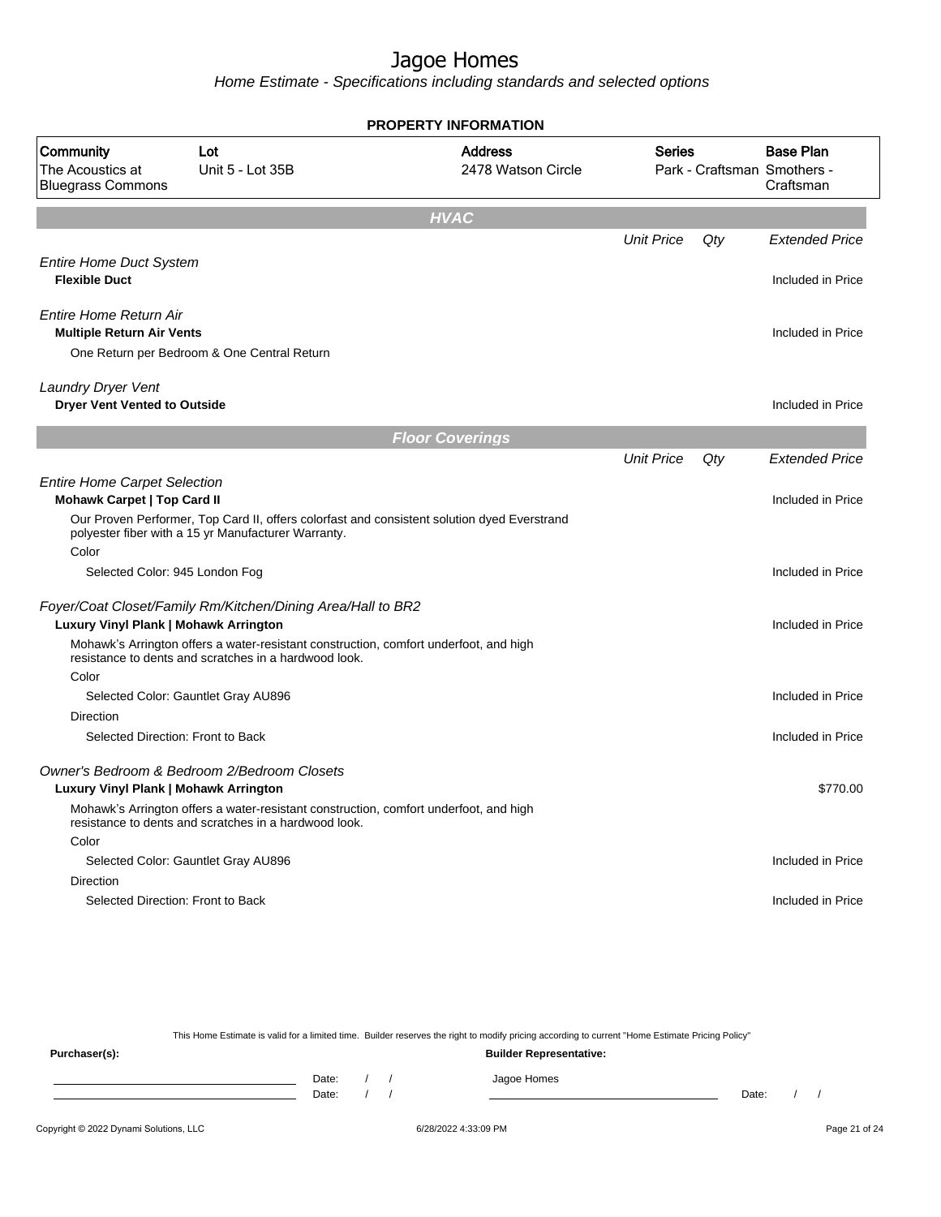# Jagoe Homes

*Home Estimate - Specifications including standards and selected options*

**PROPERTY INFORMATION**

| Community | Lot | Address | Series | Base Plan |
|---|---|---|---|---|
| The Acoustics at Bluegrass Commons | Unit 5 - Lot 35B | 2478 Watson Circle | Park - Craftsman | Smothers - Craftsman |

## HVAC

| | Unit Price | Qty | Extended Price |
|---|---|---|---|
| *Entire Home Duct System* | | | |
| **Flexible Duct** | | | Included in Price |
| *Entire Home Return Air* | | | |
| **Multiple Return Air Vents** | | | Included in Price |
| One Return per Bedroom & One Central Return | | | |
| *Laundry Dryer Vent* | | | |
| **Dryer Vent Vented to Outside** | | | Included in Price |

## Floor Coverings

| | Unit Price | Qty | Extended Price |
|---|---|---|---|
| *Entire Home Carpet Selection* | | | |
| **Mohawk Carpet \| Top Card II** | | | Included in Price |
| Our Proven Performer, Top Card II, offers colorfast and consistent solution dyed Everstrand polyester fiber with a 15 yr Manufacturer Warranty. | | | |
| Color | | | |
| Selected Color: 945 London Fog | | | Included in Price |
| *Foyer/Coat Closet/Family Rm/Kitchen/Dining Area/Hall to BR2* | | | |
| **Luxury Vinyl Plank \| Mohawk Arrington** | | | Included in Price |
| Mohawk's Arrington offers a water-resistant construction, comfort underfoot, and high resistance to dents and scratches in a hardwood look. | | | |
| Color | | | |
| Selected Color: Gauntlet Gray AU896 | | | Included in Price |
| Direction | | | |
| Selected Direction: Front to Back | | | Included in Price |
| *Owner's Bedroom & Bedroom 2/Bedroom Closets* | | | |
| **Luxury Vinyl Plank \| Mohawk Arrington** | | | $770.00 |
| Mohawk's Arrington offers a water-resistant construction, comfort underfoot, and high resistance to dents and scratches in a hardwood look. | | | |
| Color | | | |
| Selected Color: Gauntlet Gray AU896 | | | Included in Price |
| Direction | | | |
| Selected Direction: Front to Back | | | Included in Price |

This Home Estimate is valid for a limited time. Builder reserves the right to modify pricing according to current "Home Estimate Pricing Policy"

**Purchaser(s):**

Date: / /

Date: / /

**Builder Representative:**

Jagoe Homes

Date: / /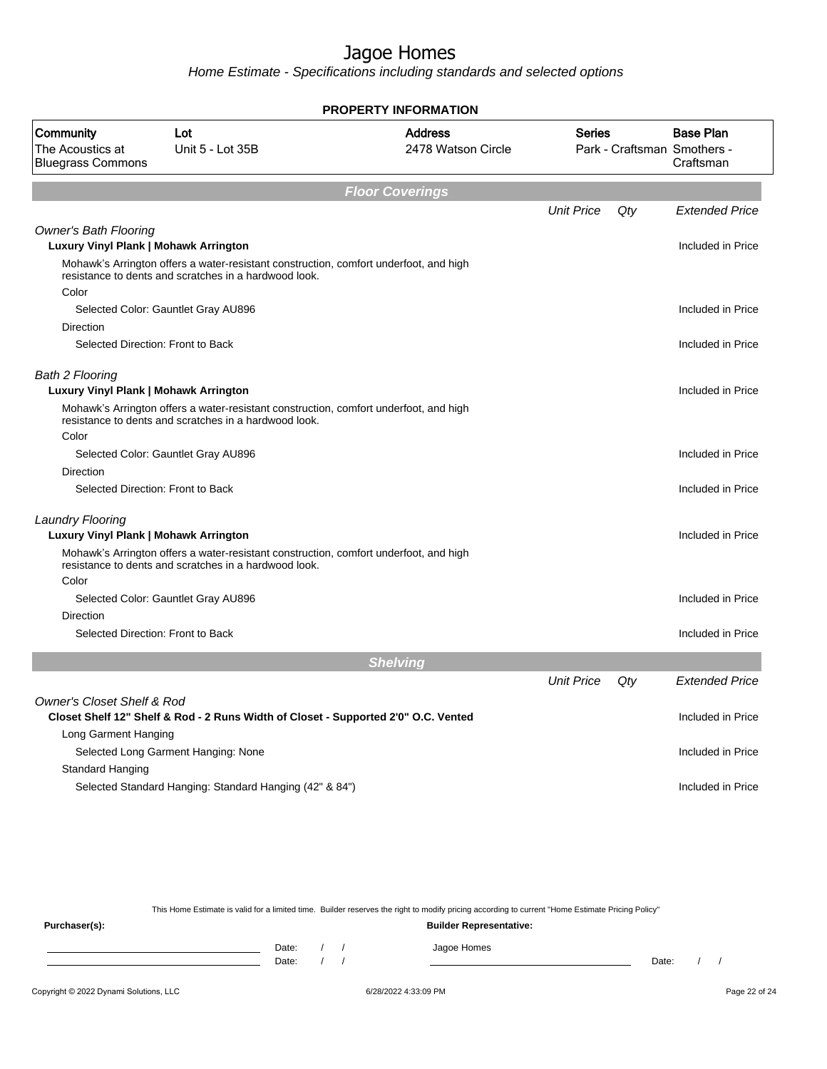# Jagoe Homes

*Home Estimate - Specifications including standards and selected options*

**PROPERTY INFORMATION**

| Community | Lot | Address | Series | Base Plan |
|---|---|---|---|---|
| The Acoustics at Bluegrass Commons | Unit 5 - Lot 35B | 2478 Watson Circle | Park - Craftsman | Smothers - Craftsman |

## Floor Coverings

| | Unit Price | Qty | Extended Price |
|---|---|---|---|
| *Owner's Bath Flooring* | | | |
| **Luxury Vinyl Plank \| Mohawk Arrington** | | | Included in Price |
| Mohawk's Arrington offers a water-resistant construction, comfort underfoot, and high resistance to dents and scratches in a hardwood look. | | | |
| Color | | | |
| Selected Color: Gauntlet Gray AU896 | | | Included in Price |
| Direction | | | |
| Selected Direction: Front to Back | | | Included in Price |
| *Bath 2 Flooring* | | | |
| **Luxury Vinyl Plank \| Mohawk Arrington** | | | Included in Price |
| Mohawk's Arrington offers a water-resistant construction, comfort underfoot, and high resistance to dents and scratches in a hardwood look. | | | |
| Color | | | |
| Selected Color: Gauntlet Gray AU896 | | | Included in Price |
| Direction | | | |
| Selected Direction: Front to Back | | | Included in Price |
| *Laundry Flooring* | | | |
| **Luxury Vinyl Plank \| Mohawk Arrington** | | | Included in Price |
| Mohawk's Arrington offers a water-resistant construction, comfort underfoot, and high resistance to dents and scratches in a hardwood look. | | | |
| Color | | | |
| Selected Color: Gauntlet Gray AU896 | | | Included in Price |
| Direction | | | |
| Selected Direction: Front to Back | | | Included in Price |

## Shelving

| | Unit Price | Qty | Extended Price |
|---|---|---|---|
| *Owner's Closet Shelf & Rod* | | | |
| **Closet Shelf 12" Shelf & Rod - 2 Runs Width of Closet - Supported 2'0" O.C. Vented** | | | Included in Price |
| Long Garment Hanging | | | |
| Selected Long Garment Hanging: None | | | Included in Price |
| Standard Hanging | | | |
| Selected Standard Hanging: Standard Hanging (42" & 84") | | | Included in Price |

This Home Estimate is valid for a limited time. Builder reserves the right to modify pricing according to current "Home Estimate Pricing Policy"

**Purchaser(s):**

Date: / /

Date: / /

**Builder Representative:**

Jagoe Homes

Date: / /

Copyright © 2022 Dynami Solutions, LLC — 6/28/2022 4:33:09 PM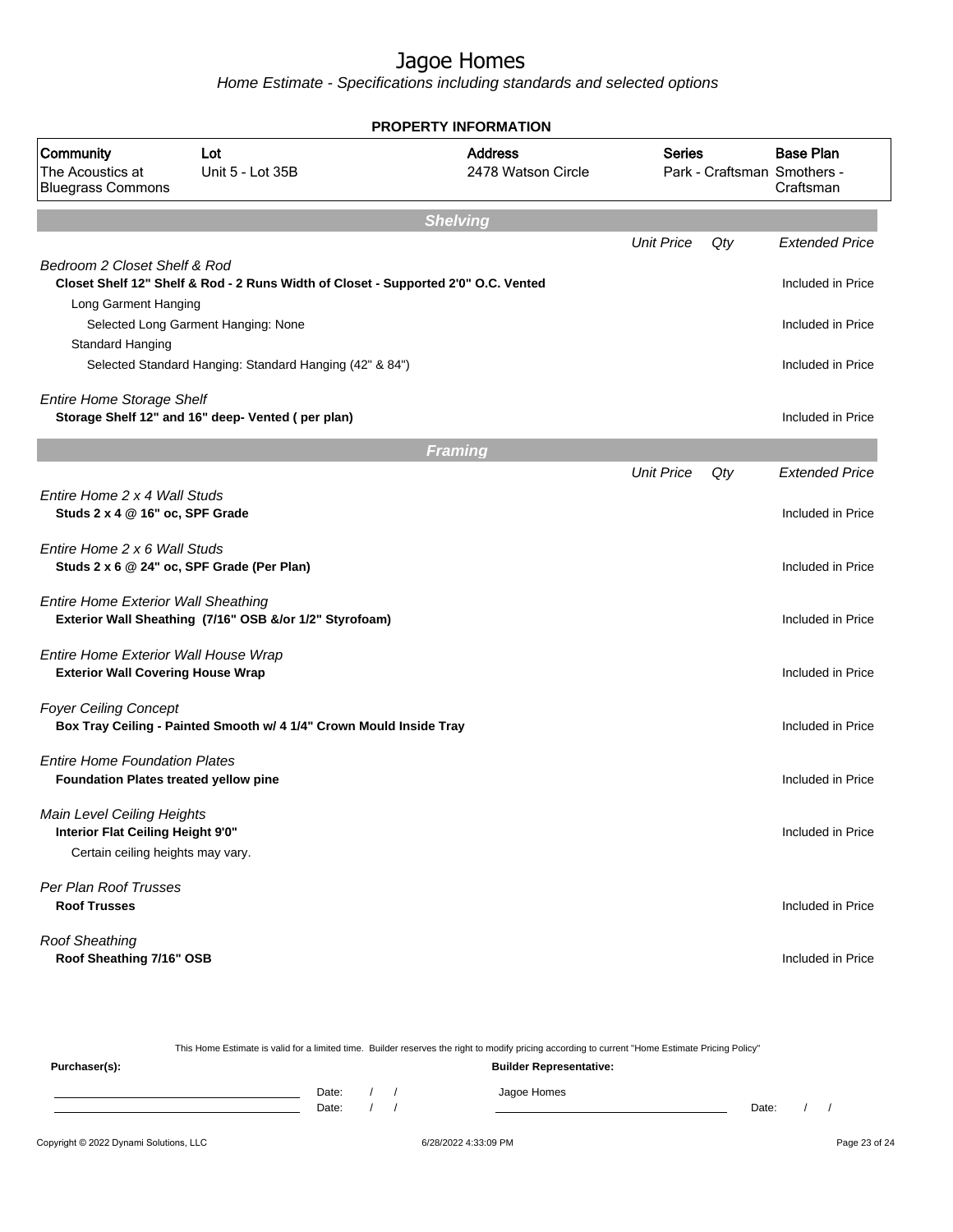# Jagoe Homes

*Home Estimate - Specifications including standards and selected options*

**PROPERTY INFORMATION**

| Community | Lot | Address | Series | Base Plan |
|---|---|---|---|---|
| The Acoustics at Bluegrass Commons | Unit 5 - Lot 35B | 2478 Watson Circle | Park - Craftsman | Smothers - Craftsman |

## Shelving

| | Unit Price | Qty | Extended Price |
|---|---|---|---|
| *Bedroom 2 Closet Shelf & Rod* | | | |
| **Closet Shelf 12" Shelf & Rod - 2 Runs Width of Closet - Supported 2'0" O.C. Vented** | | | Included in Price |
| Long Garment Hanging | | | |
| Selected Long Garment Hanging: None | | | Included in Price |
| Standard Hanging | | | |
| Selected Standard Hanging: Standard Hanging (42" & 84") | | | Included in Price |
| *Entire Home Storage Shelf* | | | |
| **Storage Shelf 12" and 16" deep- Vented ( per plan)** | | | Included in Price |

## Framing

| | Unit Price | Qty | Extended Price |
|---|---|---|---|
| *Entire Home 2 x 4 Wall Studs* | | | |
| **Studs 2 x 4 @ 16" oc, SPF Grade** | | | Included in Price |
| *Entire Home 2 x 6 Wall Studs* | | | |
| **Studs 2 x 6 @ 24" oc, SPF Grade (Per Plan)** | | | Included in Price |
| *Entire Home Exterior Wall Sheathing* | | | |
| **Exterior Wall Sheathing (7/16" OSB &/or 1/2" Styrofoam)** | | | Included in Price |
| *Entire Home Exterior Wall House Wrap* | | | |
| **Exterior Wall Covering House Wrap** | | | Included in Price |
| *Foyer Ceiling Concept* | | | |
| **Box Tray Ceiling - Painted Smooth w/ 4 1/4" Crown Mould Inside Tray** | | | Included in Price |
| *Entire Home Foundation Plates* | | | |
| **Foundation Plates treated yellow pine** | | | Included in Price |
| *Main Level Ceiling Heights* | | | |
| **Interior Flat Ceiling Height 9'0"** | | | Included in Price |
| Certain ceiling heights may vary. | | | |
| *Per Plan Roof Trusses* | | | |
| **Roof Trusses** | | | Included in Price |
| *Roof Sheathing* | | | |
| **Roof Sheathing 7/16" OSB** | | | Included in Price |

This Home Estimate is valid for a limited time. Builder reserves the right to modify pricing according to current "Home Estimate Pricing Policy"

**Purchaser(s):** \_\_\_\_\_\_\_\_\_\_ Date: / / 
\_\_\_\_\_\_\_\_\_\_ Date: / /

**Builder Representative:** Jagoe Homes \_\_\_\_\_\_\_\_\_\_ Date: / /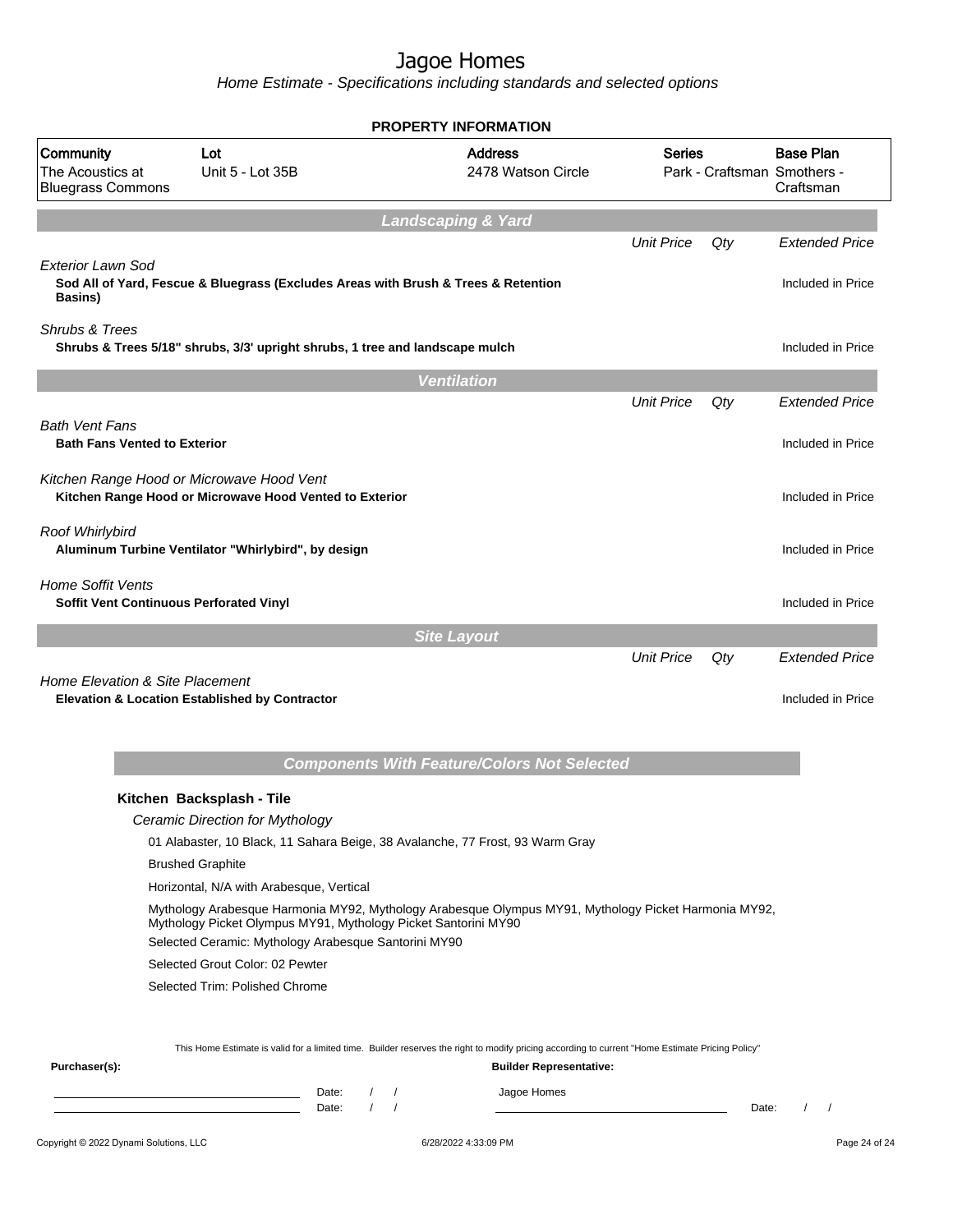# Jagoe Homes

*Home Estimate - Specifications including standards and selected options*

## PROPERTY INFORMATION

| Community | Lot | Address | Series | Base Plan |
|---|---|---|---|---|
| The Acoustics at Bluegrass Commons | Unit 5 - Lot 35B | 2478 Watson Circle | Park - Craftsman | Smothers - Craftsman |

### Landscaping & Yard

| | Unit Price | Qty | Extended Price |
|---|---|---|---|
| *Exterior Lawn Sod*<br>**Sod All of Yard, Fescue & Bluegrass (Excludes Areas with Brush & Trees & Retention Basins)** | | | Included in Price |
| *Shrubs & Trees*<br>**Shrubs & Trees 5/18" shrubs, 3/3' upright shrubs, 1 tree and landscape mulch** | | | Included in Price |

### Ventilation

| | Unit Price | Qty | Extended Price |
|---|---|---|---|
| *Bath Vent Fans*<br>**Bath Fans Vented to Exterior** | | | Included in Price |
| *Kitchen Range Hood or Microwave Hood Vent*<br>**Kitchen Range Hood or Microwave Hood Vented to Exterior** | | | Included in Price |
| *Roof Whirlybird*<br>**Aluminum Turbine Ventilator "Whirlybird", by design** | | | Included in Price |
| *Home Soffit Vents*<br>**Soffit Vent Continuous Perforated Vinyl** | | | Included in Price |

### Site Layout

| | Unit Price | Qty | Extended Price |
|---|---|---|---|
| *Home Elevation & Site Placement*<br>**Elevation & Location Established by Contractor** | | | Included in Price |

### Components With Feature/Colors Not Selected

**Kitchen Backsplash - Tile**

*Ceramic Direction for Mythology*

- 01 Alabaster, 10 Black, 11 Sahara Beige, 38 Avalanche, 77 Frost, 93 Warm Gray
- Brushed Graphite
- Horizontal, N/A with Arabesque, Vertical
- Mythology Arabesque Harmonia MY92, Mythology Arabesque Olympus MY91, Mythology Picket Harmonia MY92, Mythology Picket Olympus MY91, Mythology Picket Santorini MY90
- Selected Ceramic: Mythology Arabesque Santorini MY90
- Selected Grout Color: 02 Pewter
- Selected Trim: Polished Chrome

This Home Estimate is valid for a limited time. Builder reserves the right to modify pricing according to current "Home Estimate Pricing Policy"

**Purchaser(s):**

Date: / /

Date: / /

**Builder Representative:**

Jagoe Homes

Date: / /

Copyright © 2022 Dynami Solutions, LLC — 6/28/2022 4:33:09 PM